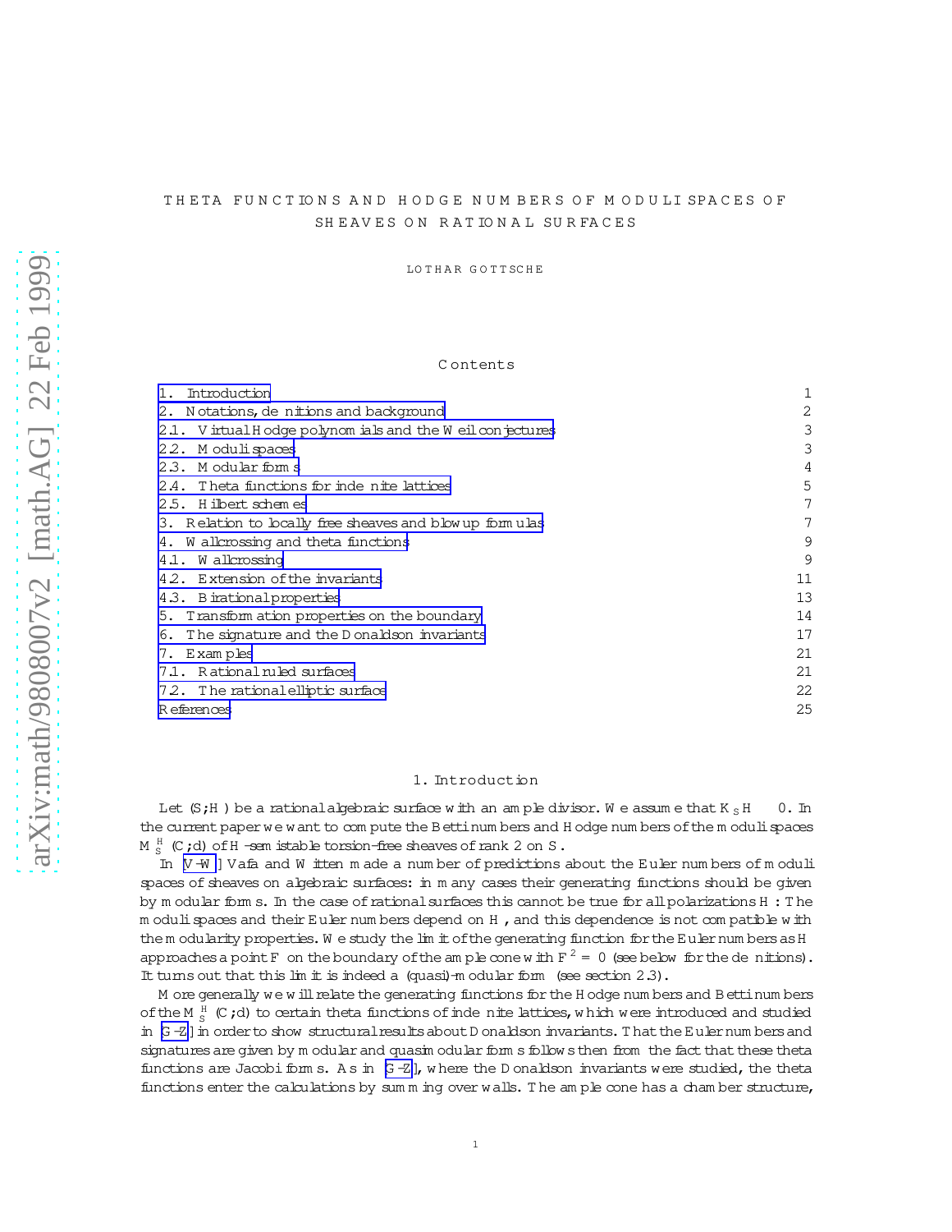# THETA FUNCTIONS AND HODGE NUMBERS OF MODULI SPACES OF SHEAVES ON RATIONAL SURFACES

LOTHAR GÖTTSCHE

## Contents

| | |
|---|---|
| 1. Introduction | 1 |
| 2. Notations, definitions and background | 2 |
| 2.1. Virtual Hodge polynomials and the Weil conjectures | 3 |
| 2.2. Moduli spaces | 3 |
| 2.3. Modular forms | 4 |
| 2.4. Theta functions for indefinite lattices | 5 |
| 2.5. Hilbert schemes | 7 |
| 3. Relation to locally free sheaves and blowup formulas | 7 |
| 4. Wallcrossing and theta functions | 9 |
| 4.1. Wallcrossing | 9 |
| 4.2. Extension of the invariants | 11 |
| 4.3. Birational properties | 13 |
| 5. Transformation properties on the boundary | 14 |
| 6. The signature and the Donaldson invariants | 17 |
| 7. Examples | 21 |
| 7.1. Rational ruled surfaces | 21 |
| 7.2. The rational elliptic surface | 22 |
| References | 25 |

## 1. Introduction

Let $(S, H)$ be a rational algebraic surface with an ample divisor. We assume that $K_S H < 0$. In the current paper we want to compute the Betti numbers and Hodge numbers of the moduli spaces $M_S^H(C, d)$ of $H$-semistable torsion-free sheaves of rank 2 on $S$.

In [V-W] Vafa and Witten made a number of predictions about the Euler numbers of moduli spaces of sheaves on algebraic surfaces: in many cases their generating functions should be given by modular forms. In the case of rational surfaces this cannot be true for all polarizations $H$. The moduli spaces and their Euler numbers depend on $H$, and this dependence is not compatible with the modularity properties. We study the limit of the generating function for the Euler numbers as $H$ approaches a point $F$ on the boundary of the ample cone with $F^2 = 0$ (see below for the definitions). It turns out that this limit is indeed a (quasi)-modular form (see section 2.3).

More generally we will relate the generating functions for the Hodge numbers and Betti numbers of the $M_S^H(C, d)$ to certain theta functions of indefinite lattices, which were introduced and studied in [G-Z] in order to show structural results about Donaldson invariants. That the Euler numbers and signatures are given by modular and quasimodular forms follows then from the fact that these theta functions are Jacobi forms. As in [G-Z], where the Donaldson invariants were studied, the theta functions enter the calculations by summing over walls. The ample cone has a chamber structure,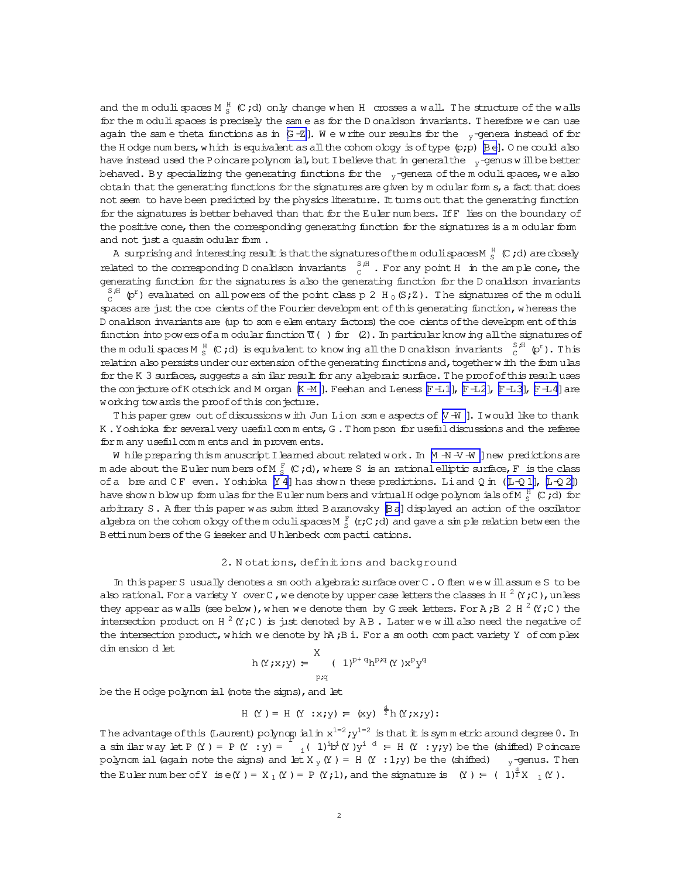and the moduli spaces $M_S^H(C,d)$ only change when $H$ crosses a wall. The structure of the walls for the moduli spaces is precisely the same as for the Donaldson invariants. Therefore we can use again the same theta functions as in [G-Z]. We write our results for the $\chi_y$-genera instead of for the Hodge numbers, which is equivalent as all the cohomology is of type $(p,p)$ [Be]. One could also have instead used the Poincaré polynomial, but I believe that in general the $\chi_y$-genus will be better behaved. By specializing the generating functions for the $\chi_y$-genera of the moduli spaces, we also obtain that the generating functions for the signatures are given by modular forms, a fact that does not seem to have been predicted by the physics literature. It turns out that the generating function for the signatures is better behaved than that for the Euler numbers. If $F$ lies on the boundary of the positive cone, then the corresponding generating function for the signatures is a modular form and not just a quasimodular form.

A surprising and interesting result is that the signatures of the moduli spaces $M_S^H(C,d)$ are closely related to the corresponding Donaldson invariants $\Phi_C^{S,H}$. For any point $H$ in the ample cone, the generating function for the signatures is also the generating function for the Donaldson invariants $\Phi_C^{S,H}(p^r)$ evaluated on all powers of the point class $p \in H_0(S,\mathbb{Z})$. The signatures of the moduli spaces are just the coefficients of the Fourier development of this generating function, whereas the Donaldson invariants are (up to some elementary factors) the coefficients of the development of this function into powers of a modular function $\overline{u}(\tau)$ for $\Gamma(2)$. In particular knowing all the signatures of the moduli spaces $M_S^H(C,d)$ is equivalent to knowing all the Donaldson invariants $\Phi_C^{S,H}(p^r)$. This relation also persists under our extension of the generating functions and, together with the formulas for the K3 surfaces, suggests a similar result for any algebraic surface. The proof of this result uses the conjecture of Kotschick and Morgan [K-M]. Feehan and Leness [F-L1], [F-L2], [F-L3], [F-L4] are working towards the proof of this conjecture.

This paper grew out of discussions with Jun Li on some aspects of [V-W]. I would like to thank K. Yoshioka for several very useful comments, G. Thompson for useful discussions and the referee for many useful comments and improvements.

While preparing this manuscript I learned about related work. In [M-N-V-W] new predictions are made about the Euler numbers of $M_S^F(C,d)$, where $S$ is an rational elliptic surface, $F$ is the class of a fibre and $CF$ even. Yoshioka [Y4] has shown these predictions. Li and Qin ([L-Q1], [L-Q2]) have shown blowup formulas for the Euler numbers and virtual Hodge polynomials of $M_S^H(C,d)$ for arbitrary $S$. After this paper was submitted Baranovsky [Ba] displayed an action of the oscillator algebra on the cohomology of the moduli spaces $M_S^F(r,C,d)$ and gave a simple relation between the Betti numbers of the Gieseker and Uhlenbeck compactifications.

## 2. Notations, definitions and background

In this paper $S$ usually denotes a smooth algebraic surface over $\mathbb{C}$. Often we will assume $S$ to be also rational. For a variety $Y$ over $\mathbb{C}$, we denote by upper case letters the classes in $H^2(Y,\mathbb{C})$, unless they appear as walls (see below), when we denote them by Greek letters. For $A, B \in H^2(Y,\mathbb{C})$ the intersection product on $H^2(Y,\mathbb{C})$ is just denoted by $AB$. Later we will also need the negative of the intersection product, which we denote by $\langle A, B\rangle$. For a smooth compact variety $Y$ of complex dimension $d$ let

$$h(Y;x,y) := \sum_{p,q} (-1)^{p+q} h^{p,q}(Y) x^p y^q$$

be the Hodge polynomial (note the signs), and let

$$H(Y) = H(Y:x,y) := (xy)^{-\frac{d}{2}} h(Y;x,y).$$

The advantage of this (Laurent) polynomial in $x^{1/2}, y^{1/2}$ is that it is symmetric around degree 0. In a similar way let $P(Y) = P(Y:y) = \sum_i (-1)^i b^i(Y) y^{i-d} := H(Y:y,y)$ be the (shifted) Poincaré polynomial (again note the signs) and let $X_{-y}(Y) = H(Y:1,y)$ be the (shifted) $\chi_{-y}$-genus. Then the Euler number of $Y$ is $e(Y) = X_1(Y) = P(Y,1)$, and the signature is $\sigma(Y) := (-1)^{\frac{d}{2}} X_{-1}(Y)$.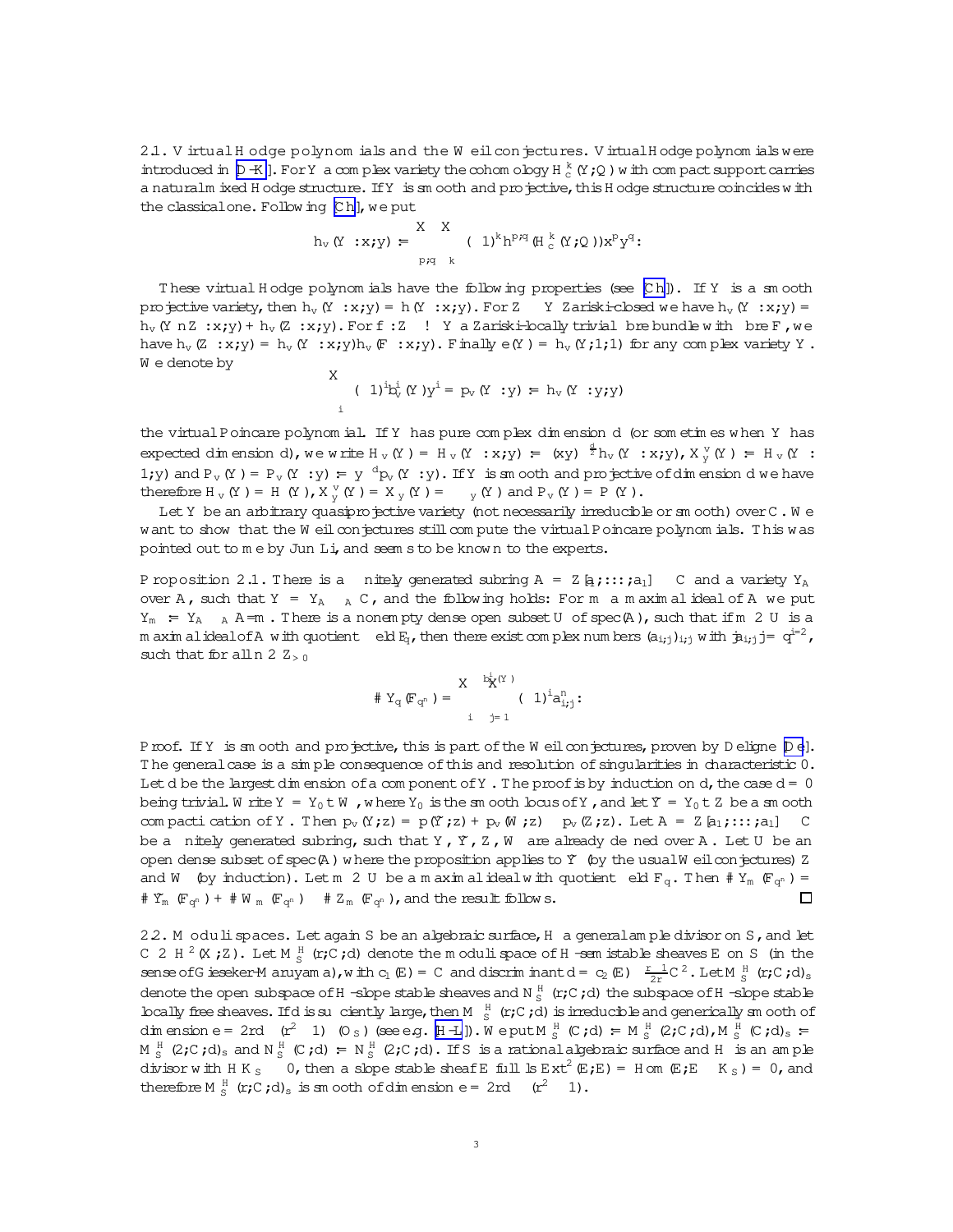2.1. Virtual Hodge polynomials and the Weil conjectures. Virtual Hodge polynomials were introduced in [D-K]. For $Y$ a complex variety the cohomology $H^k_c(Y;\mathbb{Q})$ with compact support carries a natural mixed Hodge structure. If $Y$ is smooth and projective, this Hodge structure coincides with the classical one. Following [Ch], we put

$$h_v(Y:x;y) := \sum_{p,q}\sum_k (-1)^k h^{p,q}(H^k_c(Y;\mathbb{Q}))x^p y^q.$$

These virtual Hodge polynomials have the following properties (see [Ch]). If $Y$ is a smooth projective variety, then $h_v(Y:x;y) = h(Y:x;y)$. For $Z \subset Y$ Zariski-closed we have $h_v(Y:x;y) = h_v(Y\setminus Z:x;y) + h_v(Z:x;y)$. For $f: Z \to Y$ a Zariski-locally trivial fibre bundle with fibre $F$, we have $h_v(Z:x;y) = h_v(Y:x;y)h_v(F:x;y)$. Finally $e(Y) = h_v(Y;1;1)$ for any complex variety $Y$. We denote by

$$\sum_i (-1)^i b^i_v(Y)y^i = p_v(Y:y) := h_v(Y:y;y)$$

the virtual Poincare polynomial. If $Y$ has pure complex dimension $d$ (or sometimes when $Y$ has expected dimension $d$), we write $H_v(Y) = H_v(Y:x;y) := (xy)^{-\frac{d}{2}}h_v(Y:x;y)$, $X^v_y(Y) := H_v(Y:-1;y)$ and $P_v(Y) = P_v(Y:y) := y^{-d}p_v(Y:y)$. If $Y$ is smooth and projective of dimension $d$ we have therefore $H_v(Y) = H(Y)$, $X^v_y(Y) = X_{-y}(Y) = \chi_{-y}(Y)$ and $P_v(Y) = P(Y)$.

Let $Y$ be an arbitrary quasiprojective variety (not necessarily irreducible or smooth) over $\mathbb{C}$. We want to show that the Weil conjectures still compute the virtual Poincare polynomials. This was pointed out to me by Jun Li, and seems to be known to the experts.

**Proposition 2.1.** There is a finitely generated subring $A = \mathbb{Z}[a_1;\ldots;a_l] \subset \mathbb{C}$ and a variety $Y_A$ over $A$, such that $Y = Y_A \otimes_A \mathbb{C}$, and the following holds: For $m$ a maximal ideal of $A$ we put $Y_m := Y_A \otimes_A A/m$. There is a nonempty dense open subset $U$ of $\mathrm{spec}(A)$, such that if $m \in U$ is a maximal ideal of $A$ with quotient field $\mathbb{F}_q$, then there exist complex numbers $(a_{i,j})_{i,j}$ with $|a_{i,j}| = q^{i=2}$, such that for all $n \in \mathbb{Z}_{>0}$

$$\# Y_q(\mathbb{F}_{q^n}) = \sum_i \sum_{j=1}^{b^i_v(Y)} (-1)^i a^n_{i,j}.$$

*Proof.* If $Y$ is smooth and projective, this is part of the Weil conjectures, proven by Deligne [De]. The general case is a simple consequence of this and resolution of singularities in characteristic 0. Let $d$ be the largest dimension of a component of $Y$. The proof is by induction on $d$, the case $d = 0$ being trivial. Write $Y = Y_0 \sqcup W$, where $Y_0$ is the smooth locus of $Y$, and let $\widetilde{Y} = Y_0 \sqcup Z$ be a smooth compactification of $Y$. Then $p_v(Y;z) = p(\widetilde{Y};z) + p_v(W;z) - p_v(Z;z)$. Let $A = \mathbb{Z}[a_1;\ldots;a_l] \subset \mathbb{C}$ be a finitely generated subring, such that $Y$, $\widetilde{Y}$, $Z$, $W$ are already defined over $A$. Let $U$ be an open dense subset of $\mathrm{spec}(A)$ where the proposition applies to $\widetilde{Y}$ (by the usual Weil conjectures) $Z$ and $W$ (by induction). Let $m \in U$ be a maximal ideal with quotient field $\mathbb{F}_q$. Then $\# Y_m(\mathbb{F}_{q^n}) = \# \widetilde{Y}_m(\mathbb{F}_{q^n}) + \# W_m(\mathbb{F}_{q^n}) - \# Z_m(\mathbb{F}_{q^n})$, and the result follows. □

2.2. Moduli spaces. Let again $S$ be an algebraic surface, $H$ a general ample divisor on $S$, and let $C \in H^2(X;\mathbb{Z})$. Let $M^H_S(r;C;d)$ denote the moduli space of $H$-semistable sheaves $E$ on $S$ (in the sense of Gieseker-Maruyama), with $c_1(E) = C$ and discriminant $d = c_2(E) - \frac{r-1}{2r}C^2$. Let $M^H_S(r;C;d)_s$ denote the open subspace of $H$-slope stable sheaves and $N^H_S(r;C;d)$ the subspace of $H$-slope stable locally free sheaves. If $d$ is sufficiently large, then $M^H_S(r;C;d)$ is irreducible and generically smooth of dimension $e = 2rd - (r^2-1)\chi(\mathcal{O}_S)$ (see e.g. [H-L]). We put $M^H_S(C;d) := M^H_S(2;C;d)$, $M^H_S(C;d)_s := M^H_S(2;C;d)_s$ and $N^H_S(C;d) := N^H_S(2;C;d)$. If $S$ is a rational algebraic surface and $H$ is an ample divisor with $HK_S < 0$, then a slope stable sheaf $E$ fulfills $\mathrm{Ext}^2(E;E) = \mathrm{Hom}(E;E \otimes K_S) = 0$, and therefore $M^H_S(r;C;d)_s$ is smooth of dimension $e = 2rd - (r^2-1)$.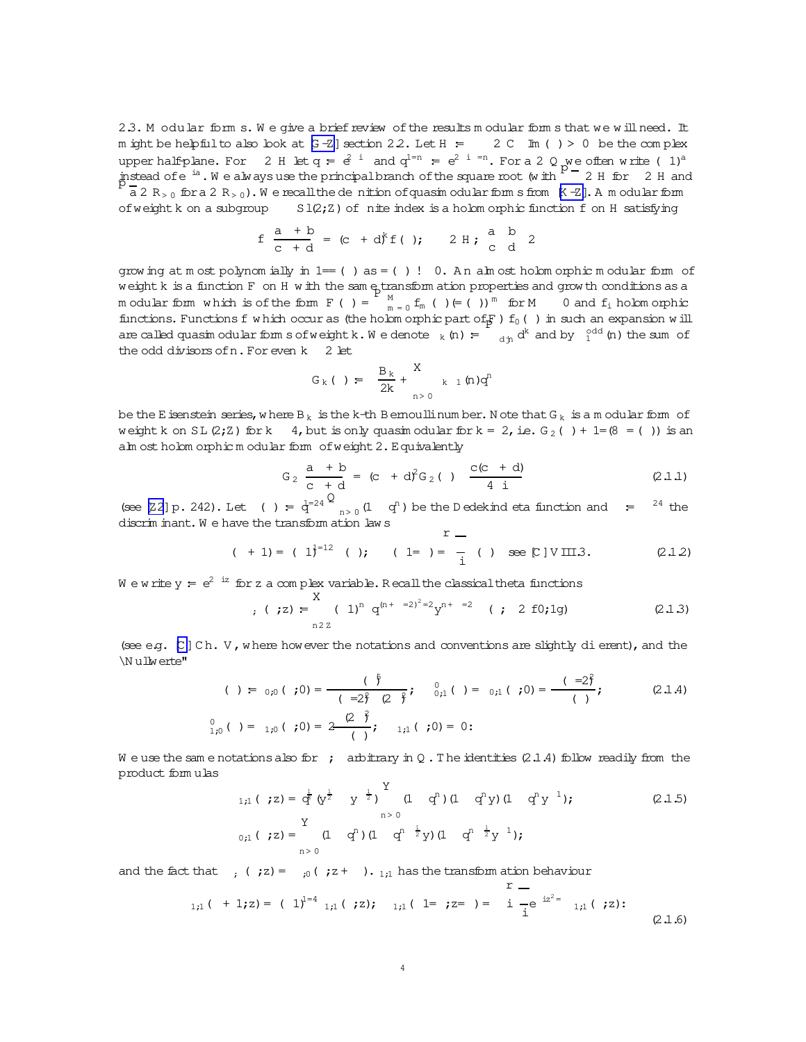**2.3. Modular forms.** We give a brief review of the results modular forms that we will need. It might be helpful to also look at [G-Z] section 2.2. Let $\mathcal{H} := \{\tau \in \mathbb{C} \mid \operatorname{Im}(\tau) > 0\}$ be the complex upper half-plane. For $\tau \in \mathcal{H}$ let $q := e^{2\pi i\tau}$ and $q^{1/n} := e^{2\pi i\tau/n}$. For $a \in \mathbb{Q}$ we often write $(-1)^a$ instead of $e^{\pi i a}$. We always use the principal branch of the square root (with $\sqrt{\tau} \in \mathcal{H}$ for $\tau \in \mathcal{H}$ and $\sqrt{a} \in \mathbb{R}_{>0}$ for $a \in \mathbb{R}_{>0}$). We recall the definition of quasimodular forms from [K-Z]. A modular form of weight $k$ on a subgroup $\Gamma \subset Sl(2;\mathbb{Z})$ of finite index is a holomorphic function $f$ on $\mathcal{H}$ satisfying

$$f\left(\frac{a\tau+b}{c\tau+d}\right) = (c\tau+d)^k f(\tau); \quad \tau \in \mathcal{H}; \begin{pmatrix} a & b \\ c & d \end{pmatrix} \in \Gamma$$

growing at most polynomially in $1/\Im(\tau)$ as $\Im(\tau) \to 0$. An almost holomorphic modular form of weight $k$ is a function $F$ on $\mathcal{H}$ with the same transformation properties and growth conditions as a modular form which is of the form $F(\tau) = \sum_{m=0}^{M} f_m(\tau)/(\Im(\tau))^m$ for $M \geq 0$ and $f_i$ holomorphic functions. Functions $f$ which occur as (the holomorphic part of $F$) $f_0(\tau)$ in such an expansion will are called quasimodular forms of weight $k$. We denote $\sigma_k(n) := \sum_{d|n} d^k$ and by $\sigma_1^{odd}(n)$ the sum of the odd divisors of $n$. For even $k \geq 2$ let

$$G_k(\tau) := -\frac{B_k}{2k} + \sum_{n>0} \sigma_{k-1}(n) q^n$$

be the Eisenstein series, where $B_k$ is the $k$-th Bernoulli number. Note that $G_k$ is a modular form of weight $k$ on $SL(2;\mathbb{Z})$ for $k \geq 4$, but is only quasimodular for $k = 2$, i.e. $G_2(\tau) + 1/(8\pi\Im(\tau))$ is an almost holomorphic modular form of weight 2. Equivalently

$$G_2\left(\frac{a\tau+b}{c\tau+d}\right) = (c\tau+d)^2 G_2(\tau) - \frac{c(c\tau+d)}{4\pi i} \tag{2.1.1}$$

(see [Z2] p. 242). Let $\eta(\tau) := q^{1/24}\prod_{n>0}(1-q^n)$ be the Dedekind eta function and $\Delta := \eta^{24}$ the discriminant. We have the transformation laws

$$\eta(\tau+1) = (-1)^{1/12}\eta(\tau); \quad \eta(-1/\tau) = \sqrt{\frac{\tau}{i}}\,\eta(\tau) \quad \text{see [C] VIII.3.} \tag{2.1.2}$$

We write $y := e^{2\pi i z}$ for $z$ a complex variable. Recall the classical theta functions

$$\theta_{\mu,\nu}(\tau;z) := \sum_{n\in\mathbb{Z}} (-1)^{n\nu} q^{(n+\mu/2)^2/2} y^{n+\mu/2} \quad (\mu,\nu \in \{0,1\}) \tag{2.1.3}$$

(see e.g. [C] Ch. V, where however the notations and conventions are slightly different), and the "Nullwerte"

$$\theta(\tau) := \theta_{0,0}(\tau;0) = \frac{\eta(\tau)^5}{\eta(\tau/2)^2\eta(2\tau)^2}; \quad \theta^0_{0,1}(\tau) = \theta_{0,1}(\tau;0) = \frac{\eta(\tau/2)^2}{\eta(\tau)}; \tag{2.1.4}$$

$$\theta^0_{1,0}(\tau) = \theta_{1,0}(\tau;0) = 2\frac{\eta(2\tau)^2}{\eta(\tau)}; \quad \theta_{1,1}(\tau;0) = 0.$$

We use the same notations also for $\mu,\nu$ arbitrary in $\mathbb{Q}$. The identities (2.1.4) follow readily from the product formulas

$$\theta_{1,1}(\tau;z) = q^{\frac{1}{8}}(y^{\frac{1}{2}} - y^{-\frac{1}{2}})\prod_{n>0}(1-q^n)(1-q^n y)(1-q^n y^{-1}); \tag{2.1.5}$$

$$\theta_{0,1}(\tau;z) = \prod_{n>0}(1-q^n)(1-q^{n-\frac{1}{2}}y)(1-q^{n-\frac{1}{2}}y^{-1});$$

and the fact that $\theta_{\mu,\nu}(\tau;z) = \theta_{\mu,0}(\tau;z+\nu)$. $\theta_{1,1}$ has the transformation behaviour

$$\theta_{1,1}(\tau+1;z) = (-1)^{1/4}\theta_{1,1}(\tau;z); \quad \theta_{1,1}(-1/\tau;z/\tau) = -i\sqrt{\frac{\tau}{i}}\,e^{\pi i z^2/\tau}\,\theta_{1,1}(\tau;z). \tag{2.1.6}$$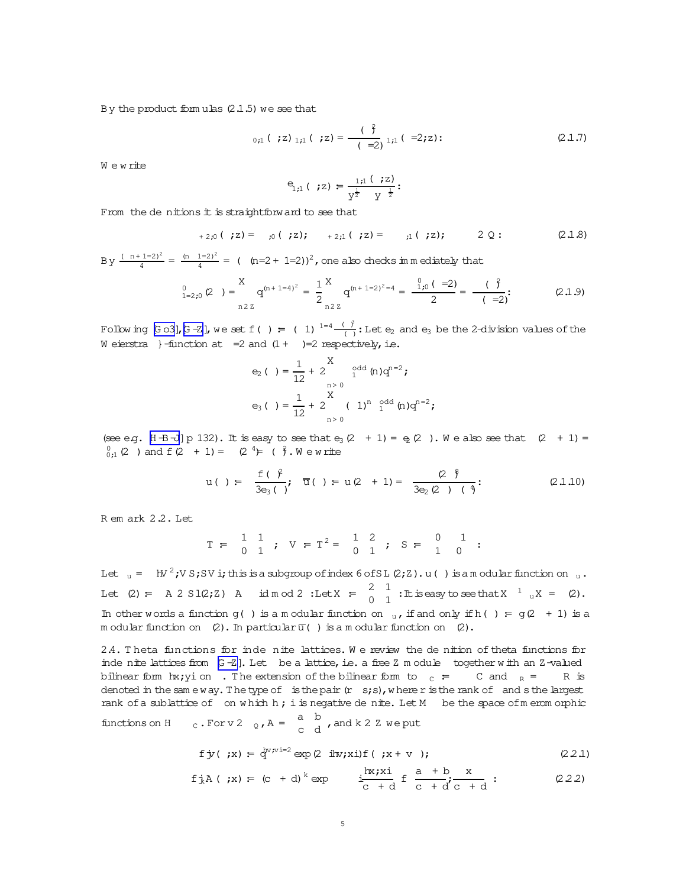By the product formulas (2.1.5) we see that

$$\vartheta_{0,1}(\tau,z)\vartheta_{1,1}(\tau,z)=\frac{\eta(\tau)^2}{\eta(\tau/2)}\vartheta_{1,1}(\tau/2,z). \tag{2.1.7}$$

We write

$$\widetilde{\vartheta}_{1,1}(\tau,z):=\frac{\vartheta_{1,1}(\tau,z)}{y^{\frac12}-y^{-\frac12}}.$$

From the definitions it is straightforward to see that

$$\vartheta_{\alpha+2,0}(\tau,z)=\vartheta_{\alpha,0}(\tau,z);\quad \vartheta_{\alpha+2,1}(\tau,z)=-\vartheta_{\alpha,1}(\tau,z);\qquad \alpha\in\mathbb{Q}. \tag{2.1.8}$$

By $\frac{(n+1/2)^2}{4}=\frac{(n-1/2)^2}{4}=(-(n/2+1/2))^2$, one also checks immediately that

$$\vartheta^0_{1/2,0}(2\tau)=\sum_{n\in\mathbb{Z}}q^{(n+1/4)^2}=\frac12\sum_{n\in\mathbb{Z}}q^{(n+1/2)^2/4}=\frac{\vartheta^0_{1,0}(\tau/2)}{2}=\frac{\eta(\tau)^2}{\eta(\tau/2)}. \tag{2.1.9}$$

Following [Go3],[G-Z], we set $f(\tau):=(-1)^{1/4}\frac{\eta(\tau)^3}{\theta(\tau)}$. Let $e_2$ and $e_3$ be the 2-division values of the Weierstrass $\wp$-function at $\tau/2$ and $(1+\tau)/2$ respectively, i.e.

$$e_2(\tau)=\frac{1}{12}+2\sum_{n>0}\sigma_1^{odd}(n)q^{n/2};$$

$$e_3(\tau)=\frac{1}{12}+2\sum_{n>0}(-1)^n\sigma_1^{odd}(n)q^{n/2};$$

(see e.g. [H-B-J] p 132). It is easy to see that $e_3(2\tau+1)=e_2(2\tau)$. We also see that $\theta(2\tau+1)=\vartheta^0_{0,1}(2\tau)$ and $f(2\tau+1)=\eta(2\tau^4)/\eta(\tau)^2$. We write

$$u(\tau):=\frac{f(\tau)^2}{3e_3(\tau)};\quad \overline{u}(\tau):=u(2\tau+1)=\frac{\eta(2\tau)^8}{3e_2(2\tau)\eta(\tau)^4}. \tag{2.1.10}$$

**Remark 2.2.** Let

$$T:=\begin{pmatrix}1&1\\0&1\end{pmatrix};\quad V:=T^2=\begin{pmatrix}1&2\\0&1\end{pmatrix};\quad S:=\begin{pmatrix}0&-1\\1&0\end{pmatrix}.$$

Let $\Gamma_u=\langle V^2, VS, SV\rangle$; this is a subgroup of index 6 of $SL(2,\mathbb{Z})$. $u(\tau)$ is a modular function on $\Gamma_u$. Let $\Gamma(2):=\{A\in Sl(2,\mathbb{Z})\mid A\equiv \mathrm{id} \bmod 2\}$. Let $X:=\begin{pmatrix}2&1\\0&1\end{pmatrix}$. It is easy to see that $X^{-1}\Gamma_u X=\Gamma(2)$. In other words a function $g(\tau)$ is a modular function on $\Gamma_u$, if and only if $h(\tau):=g(2\tau+1)$ is a modular function on $\Gamma(2)$. In particular $\overline{u}(\tau)$ is a modular function on $\Gamma(2)$.

**2.4. Theta functions for indefinite lattices.** We review the definition of theta functions for indefinite lattices from [G-Z]. Let $\Gamma$ be a lattice, i.e. a free $\mathbb{Z}$ module $\Gamma$ together with an $\mathbb{Z}$-valued bilinear form $\langle x,y\rangle$ on $\Gamma$. The extension of the bilinear form to $\Gamma_{\mathbb{C}}:=\Gamma\otimes\mathbb{C}$ and $\Gamma_{\mathbb{R}}=\Gamma\otimes\mathbb{R}$ is denoted in the same way. The type of $\Gamma$ is the pair $(r-s,s)$, where $r$ is the rank of $\Gamma$ and $s$ the largest rank of a sublattice of $\Gamma$ on which $\langle\,,\,\rangle$ is negative definite. Let $\mathcal{M}_\Gamma$ be the space of meromorphic functions on $\mathcal{H}\times\Gamma_{\mathbb{C}}$. For $v\in\Gamma_{\mathbb{Q}}$, $A=\begin{pmatrix}a&b\\c&d\end{pmatrix}$, and $k\in\mathbb{Z}$ we put

$$f|v(\tau,x):=q^{\langle v,v\rangle/2}\exp(2\pi i\langle v,x\rangle)f(\tau,x+v\tau); \tag{2.2.1}$$

$$f|_kA(\tau,x):=(c\tau+d)^{-k}\exp\left(-\pi i\frac{\langle x,x\rangle}{c\tau+d}\right)f\left(\frac{a\tau+b}{c\tau+d},\frac{x}{c\tau+d}\right). \tag{2.2.2}$$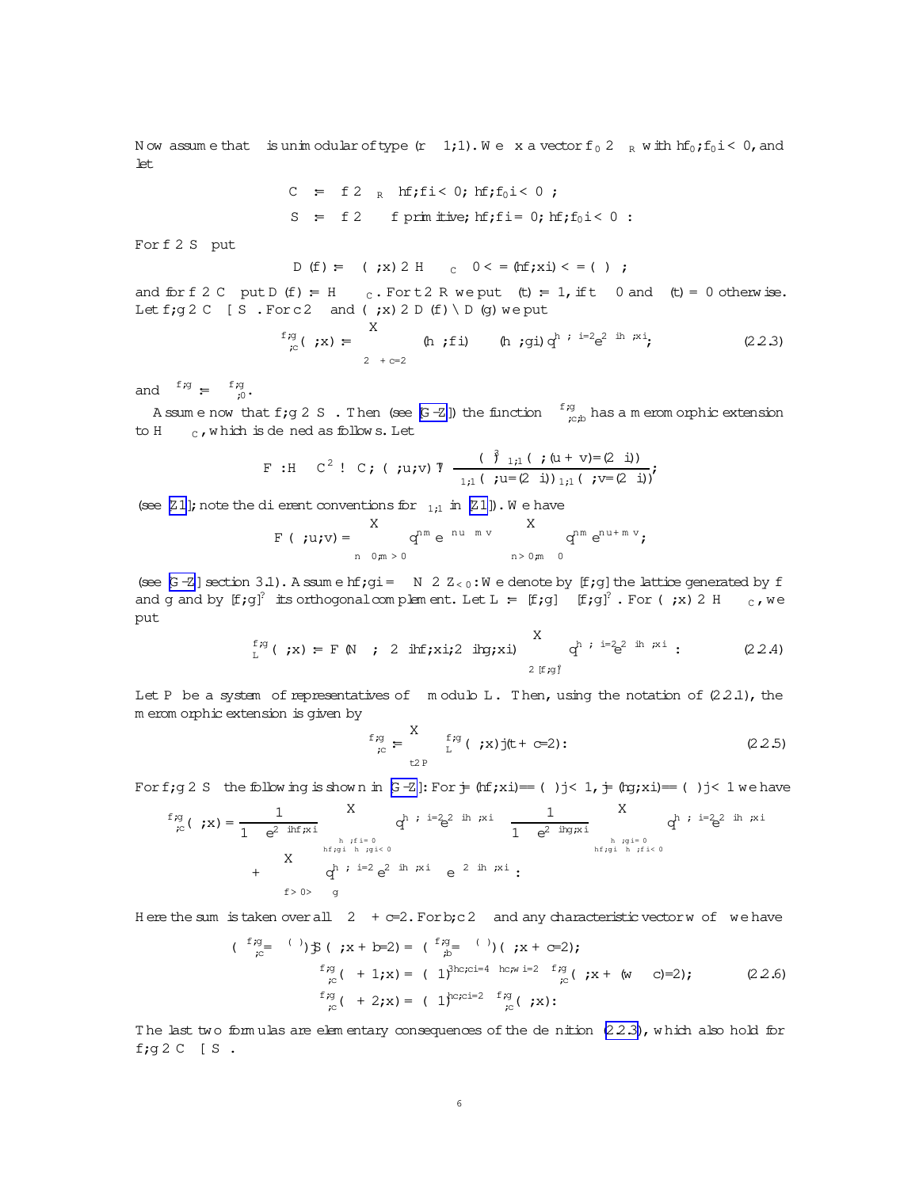Now assume that $\Gamma$ is unimodular of type $(r-1,1)$. We fix a vector $f_0 \in \Gamma_R$ with $\langle f_0, f_0\rangle < 0$, and let

$$C := \left\{ f \in \Gamma_R \;\middle|\; \langle f,f\rangle < 0;\ \langle f, f_0\rangle < 0 \right\};$$

$$S := \left\{ f \in \Gamma \;\middle|\; f \text{ primitive}, \langle f,f\rangle = 0;\ \langle f,f_0\rangle < 0 \right\}.$$

For $f \in S$ put

$$D(f) := \left\{ (\tau, x) \in H \times \Gamma_C \;\middle|\; 0 < \Im(\langle f, x\rangle) < \Im(\tau) \right\};$$

and for $f \in C$ put $D(f) := H \times \Gamma_C$. For $t \in R$ we put $\mu(t) := 1$, if $t \geq 0$ and $\mu(t) = 0$ otherwise. Let $f,g \in C \cup S$. For $c \in \Gamma$ and $(\tau, x) \in D(f) \cap D(g)$ we put

$$\Theta^{f,g}_{\Gamma,c}(\tau,x) := \sum_{\xi \in \Gamma + c/2} \left(\mu(\langle \xi, f\rangle) - \mu(\langle \xi, g\rangle)\right) q^{-\langle \xi,\xi\rangle/2} e^{2\pi i \langle \xi, x\rangle}, \tag{2.2.3}$$

and $\Theta^{f,g}_{\Gamma} := \Theta^{f,g}_{\Gamma,0}$.

Assume now that $f, g \in S$. Then (see [G-Z]) the function $\Theta^{f,g}_{\Gamma,c,b}$ has a meromorphic extension to $H \times \Gamma_C$, which is defined as follows. Let

$$F : H \times C^2 \to C;\ (\tau, u, v) \mapsto \frac{(\eta(\tau))^3 \theta_{1,1}(\tau, (u+v)/(2\pi i))}{\theta_{1,1}(\tau, u/(2\pi i))\theta_{1,1}(\tau, v/(2\pi i))};$$

(see [Z1]; note the different conventions for $\theta_{1,1}$ in [Z1]). We have

$$F(\tau, u, v) = \sum_{n \geq 0, m > 0} q^{nm} e^{-nu - mv} - \sum_{n > 0, m \geq 0} q^{nm} e^{nu + mv};$$

(see [G-Z] section 3.1). Assume $\langle f, g\rangle = -N \in Z_{<0}$. We denote by $[f,g]$ the lattice generated by $f$ and $g$ and by $[f,g]^{\perp}$ its orthogonal complement. Let $L := [f,g] \oplus [f,g]^{\perp}$. For $(\tau, x) \in H \times \Gamma_C$, we put

$$\Theta^{f,g}_{L}(\tau,x) := F(N\tau, 2\pi i\langle f, x\rangle, 2\pi i\langle g, x\rangle) \sum_{\xi \in [f,g]^{\perp}} q^{-\langle \xi, \xi\rangle/2} e^{2\pi i \langle \xi, x\rangle}. \tag{2.2.4}$$

Let $P$ be a system of representatives of $\Gamma$ modulo $L$. Then, using the notation of (2.2.1), the meromorphic extension is given by

$$\Theta^{f,g}_{\Gamma,c} := \sum_{t \in P} \Theta^{f,g}_{L}(\tau, x)|(t + c/2). \tag{2.2.5}$$

For $f,g \in S$ the following is shown in [G-Z]: For $|\Im(\langle f, x\rangle)/\Im(\tau)| < 1$, $|\Im(\langle g, x\rangle)/\Im(\tau)| < 1$ we have

$$\Theta^{f,g}_{\Gamma,c}(\tau,x) = \frac{1}{1 - e^{2\pi i\langle f, x\rangle}} \sum_{\substack{\langle \xi, f\rangle = 0\\ \langle f,g\rangle\langle \xi, g\rangle < 0}} q^{-\langle \xi,\xi\rangle/2} e^{2\pi i \langle \xi, x\rangle} - \frac{1}{1 - e^{2\pi i\langle g, x\rangle}} \sum_{\substack{\langle \xi, g\rangle = 0\\ \langle f,g\rangle\langle \xi, f\rangle < 0}} q^{-\langle \xi,\xi\rangle/2} e^{2\pi i \langle \xi, x\rangle}$$
$$+ \sum_{\langle f, \xi\rangle > 0 > \langle \xi, g\rangle} q^{-\langle \xi,\xi\rangle/2} e^{2\pi i \langle \xi, x\rangle} - e^{-2\pi i\langle \xi, x\rangle}.$$

Here the sum is taken over all $\xi \in \Gamma + c/2$. For $b, c \in \Gamma$ and any characteristic vector $w$ of $\Gamma$ we have

$$\left(\Theta^{f,g}_{\Gamma,c}/\theta^{\sigma(\Gamma)}\right)|S(\tau, x + b/2) = \left(\Theta^{f,g}_{\Gamma,b}/\theta^{\sigma(\Gamma)}\right)(\tau, x + c/2);$$
$$\Theta^{f,g}_{\Gamma,c}(\tau+1, x) = (-1)^{3\langle c,c\rangle/4 - \langle c,w\rangle/2}\, \Theta^{f,g}_{\Gamma,c}(\tau, x + (w-c)/2); \tag{2.2.6}$$
$$\Theta^{f,g}_{\Gamma,c}(\tau+2, x) = (-1)^{\langle c,c\rangle/2}\, \Theta^{f,g}_{\Gamma,c}(\tau, x).$$

The last two formulas are elementary consequences of the definition (2.2.3), which also hold for $f,g \in C \cup S$.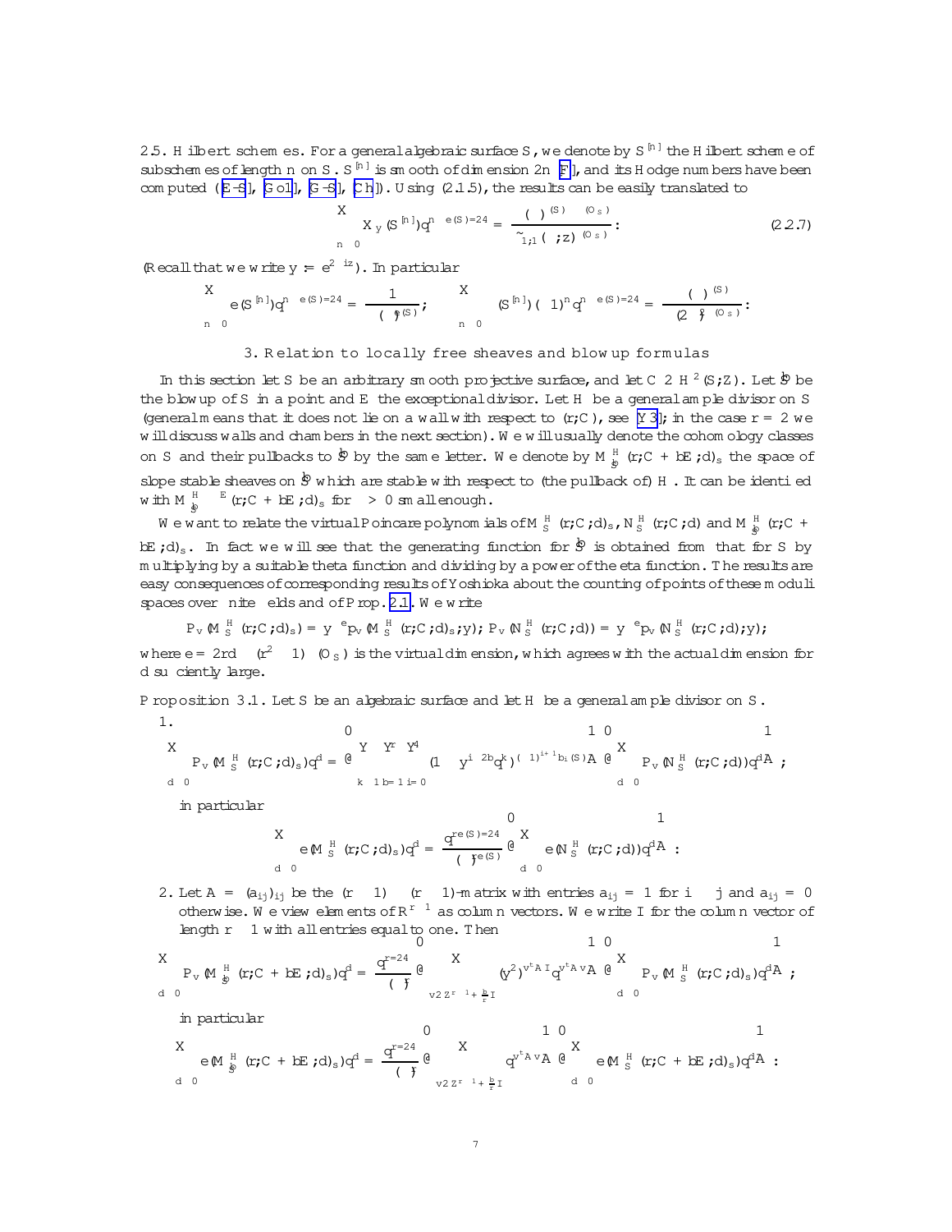2.5. Hilbert schemes. For a general algebraic surface $S$, we denote by $S^{[n]}$ the Hilbert scheme of subschemes of length $n$ on $S$. $S^{[n]}$ is smooth of dimension $2n$ [F], and its Hodge numbers have been computed ([E-S], [Go1], [G-S], [Ch]). Using (2.1.5), the results can be easily translated to

$$\sum_{n\ge 0}\chi_{-y}(S^{[n]})q^{n-e(S)/24} = \frac{(-\theta)^{\sigma(S)}\eta^{\chi(\mathcal{O}_S)}}{\tilde{\phi}_{-1,1}(\tau,z)^{\chi(\mathcal{O}_S)}}. \tag{2.2.7}$$

(Recall that we write $y := e^{2\pi i z}$). In particular

$$\sum_{n\ge 0} e(S^{[n]})q^{n-e(S)/24} = \frac{1}{(\eta)^{e(S)}};\qquad \sum_{n\ge 0}\sigma(S^{[n]})(-1)^n q^{n-e(S)/24} = \frac{(-\theta)^{\sigma(S)}}{(2\eta)^{\chi(\mathcal{O}_S)}}.$$

## 3. Relation to locally free sheaves and blowup formulas

In this section let $S$ be an arbitrary smooth projective surface, and let $C\in H^2(S,\mathbb{Z})$. Let $\widehat{S}$ be the blowup of $S$ in a point and $E$ the exceptional divisor. Let $H$ be a general ample divisor on $S$ (general means that it does not lie on a wall with respect to $(r,C)$, see [Y3]; in the case $r=2$ we will discuss walls and chambers in the next section). We will usually denote the cohomology classes on $S$ and their pullbacks to $\widehat{S}$ by the same letter. We denote by $M^H_{\widehat{S}}(r,C+bE,d)_s$ the space of slope stable sheaves on $\widehat{S}$ which are stable with respect to (the pullback of) $H$. It can be identified with $M^{H-\epsilon E}_{\widehat{S}}(r,C+bE,d)_s$ for $\epsilon>0$ small enough.

We want to relate the virtual Poincaré polynomials of $M^H_S(r,C,d)_s$, $N^H_S(r,C,d)$ and $M^H_{\widehat{S}}(r,C+bE,d)_s$. In fact we will see that the generating function for $\widehat{S}$ is obtained from that for $S$ by multiplying by a suitable theta function and dividing by a power of the eta function. The results are easy consequences of corresponding results of Yoshioka about the counting of points of these moduli spaces over finite fields and of Prop. 2.1. We write

$$\overline{P}_v(M^H_S(r,C,d)_s) = y^{-e}p_v(M^H_S(r,C,d)_s,y);\ \overline{P}_v(N^H_S(r,C,d)) = y^{-e}p_v(N^H_S(r,C,d),y);$$

where $e=2rd-(r^2-1)\chi(\mathcal{O}_S)$ is the virtual dimension, which agrees with the actual dimension for $d$ sufficiently large.

**Proposition 3.1.** *Let $S$ be an algebraic surface and let $H$ be a general ample divisor on $S$.*

1. $$\sum_{d\ge 0}\overline{P}_v(M^H_S(r,C,d)_s)q^d = \left(\prod_{k\ge 1}\prod_{b=1}^{r}\prod_{i=0}^{4}(1-y^{i-2b}q^k)^{(-1)^{i+1}b_i(S)}\right)\left(\sum_{d\ge 0}\overline{P}_v(N^H_S(r,C,d))q^d\right);$$
   in particular
   $$\sum_{d\ge 0}e(M^H_S(r,C,d)_s)q^d = \frac{q^{re(S)/24}}{(\eta)^{re(S)}}\left(\sum_{d\ge 0}e(N^H_S(r,C,d))q^d\right).$$

2. Let $A=(a_{ij})_{ij}$ be the $(r-1)\times(r-1)$-matrix with entries $a_{ij}=1$ for $i\le j$ and $a_{ij}=0$ otherwise. We view elements of $\mathbb{R}^{r-1}$ as column vectors. We write $I$ for the column vector of length $r-1$ with all entries equal to one. Then
   $$\sum_{d\ge 0}\overline{P}_v(M^H_{\widehat{S}}(r,C+bE,d)_s)q^d = \frac{q^{r/24}}{(\eta)^r}\left(\sum_{v\in\mathbb{Z}^{r-1}+\frac{b}{r}I}(y^2)^{v^tAI}q^{v^tAv}\right)\left(\sum_{d\ge 0}\overline{P}_v(M^H_S(r,C,d)_s)q^d\right);$$
   in particular
   $$\sum_{d\ge 0}e(M^H_{\widehat{S}}(r,C+bE,d)_s)q^d = \frac{q^{r/24}}{(\eta)^r}\left(\sum_{v\in\mathbb{Z}^{r-1}+\frac{b}{r}I}q^{v^tAv}\right)\left(\sum_{d\ge 0}e(M^H_S(r,C+bE,d)_s)q^d\right).$$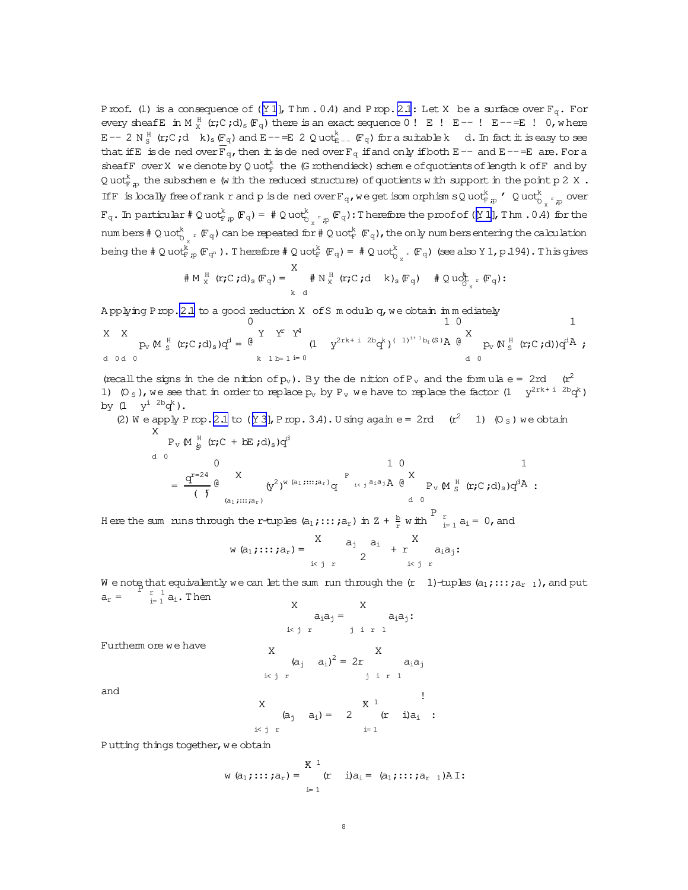Proof. (1) is a consequence of ([Y1], Thm. 0.4) and Prop. 2.1: Let $X$ be a surface over $\mathbb{F}_q$. For every sheaf $E$ in $M_X^H(r;C;d)_s(\mathbb{F}_q)$ there is an exact sequence $0 \to E \to E^{\vee\vee} \to E^{\vee\vee}/E \to 0$, where $E^{\vee\vee} \in N_S^H(r;C;d-k)_s(\mathbb{F}_q)$ and $E^{\vee\vee}/E \in \mathrm{Quot}^k_{E^{\vee\vee}}(\mathbb{F}_q)$ for a suitable $k \le d$. In fact it is easy to see that if $E$ is defined over $\overline{\mathbb{F}}_q$, then it is defined over $\mathbb{F}_q$ if and only if both $E^{\vee\vee}$ and $E^{\vee\vee}/E$ are. For a sheaf $F$ over $X$ we denote by $\mathrm{Quot}^k_F$ the (Grothendieck) scheme of quotients of length $k$ of $F$ and by $\mathrm{Quot}^k_{F,p}$ the subscheme (with the reduced structure) of quotients with support in the point $p \in X$. If $F$ is locally free of rank $r$ and $p$ is defined over $\mathbb{F}_q$, we get isomorphisms $\mathrm{Quot}^k_{F,p} \simeq \mathrm{Quot}^k_{\mathcal{O}_X^r,p}$ over $\mathbb{F}_q$. In particular $\#\mathrm{Quot}^k_{F,p}(\mathbb{F}_q) = \#\mathrm{Quot}^k_{\mathcal{O}_X^r,p}(\mathbb{F}_q)$: Therefore the proof of ([Y1], Thm. 0.4) for the numbers $\#\mathrm{Quot}^k_{\mathcal{O}_X^r}(\mathbb{F}_q)$ can be repeated for $\#\mathrm{Quot}^k_F(\mathbb{F}_q)$, the only numbers entering the calculation being the $\#\mathrm{Quot}^k_{F,p}(\mathbb{F}_{q^n})$. Therefore $\#\mathrm{Quot}^k_F(\mathbb{F}_q) = \#\mathrm{Quot}^k_{\mathcal{O}_X^r}(\mathbb{F}_q)$ (see also Y1, p.194). This gives

$$\#M_X^H(r;C;d)_s(\mathbb{F}_q) = \sum_{k \le d} \#N_X^H(r;C;d-k)_s(\mathbb{F}_q) \cdot \#\mathrm{Quot}^k_{\mathcal{O}_X^r}(\mathbb{F}_q):$$

Applying Prop. 2.1 to a good reduction $X$ of $S$ modulo $q$, we obtain immediately

$$\sum_{d \ge 0}\sum_{d' \ge 0} p_v(M_S^H(r;C;d)_s)q^d = \left(\prod_{k \ge 1}\prod_{b=1}^{r}\prod_{i=0}^{4}(1-y^{2rk+i-2b}q^k)^{(-1)^{i+1}b_i(S)}\right)\left(\sum_{d \ge 0} p_v(N_S^H(r;C;d))q^d\right);$$

(recall the signs in the definition of $p_v$). By the definition of $P_v$ and the formula $e = 2rd-(r^2-1)\chi(\mathcal{O}_S)$, we see that in order to replace $p_v$ by $P_v$ we have to replace the factor $(1-y^{2rk+i-2b}q^k)$ by $(1-y^{i-2b}q^k)$.

(2) We apply Prop. 2.1 to ([Y3], Prop. 3.4). Using again $e = 2rd-(r^2-1)\chi(\mathcal{O}_S)$ we obtain

$$\sum_{d \ge 0} P_v(M_{\widehat{S}}^H(r;C+bE;d)_s)q^d$$
$$= \frac{q^{r/24}}{\eta(\ )^r}\left(\sum_{(a_1;\ldots;a_r)}(y^2)^{w(a_1;\ldots;a_r)}q^{-\sum_{i<j}a_ia_j}\right)\left(\sum_{d \ge 0} P_v(M_S^H(r;C;d)_s)q^d\right):$$

Here the sum runs through the $r$-tuples $(a_1;\ldots;a_r)$ in $\mathbb{Z}+\frac{b}{r}$ with $\sum_{i=1}^{r} a_i = 0$, and

$$w(a_1;\ldots;a_r) = \sum_{i<j\le r}\frac{a_j-a_i}{2} + r\sum_{i<j\le r} a_ia_j:$$

We note that equivalently we can let the sum run through the $(r-1)$-tuples $(a_1;\ldots;a_{r-1})$, and put $a_r = -\sum_{i=1}^{r-1} a_i$. Then

$$\sum_{i<j\le r} a_ia_j = -\sum_{j\le i\le r-1} a_ia_j:$$

Furthermore we have

$$\sum_{i<j\le r}(a_j-a_i)^2 = -2r\sum_{j\le i\le r-1} a_ia_j$$

and

$$\sum_{i<j\le r}(a_j-a_i) = -2\left(\sum_{i=1}^{r-1}(r-i)a_i\right):$$

Putting things together, we obtain

$$w(a_1;\ldots;a_r) = -\sum_{i=1}^{r-1}(r-i)a_i = -(a_1;\ldots;a_{r-1})AI:$$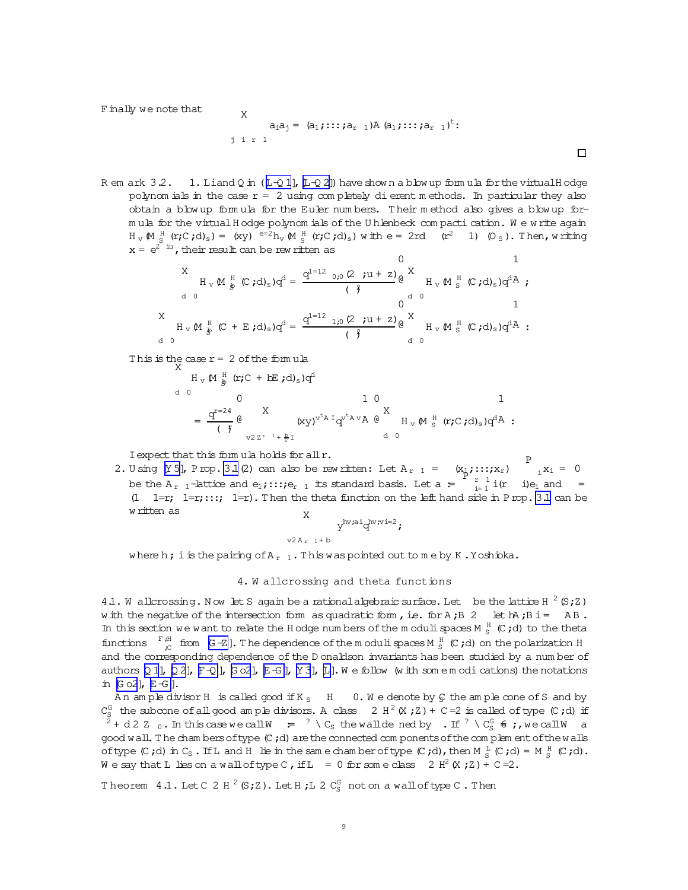Finally we note that
$$\sum_{j\le i\le r-1} a_i a_j = (a_1,\ldots,a_{r-1})A(a_1,\ldots,a_{r-1})^t.$$
□

**Remark 3.2.** 1. Li and Qin ([L-Q1], [L-Q2]) have shown a blowup formula for the virtual Hodge polynomials in the case $r=2$ using completely different methods. In particular they also obtain a blowup formula for the Euler numbers. Their method also gives a blowup formula for the virtual Hodge polynomials of the Uhlenbeck compactification. We write again $H_v(M_S^H(r;C;d)_s) = (xy)^{e/2} h_v(M_S^H(r;C;d)_s)$ with $e = 2rd - (r^2-1)\chi(\mathcal{O}_S)$. Then, writing $x = e^{2\pi i u}$, their result can be rewritten as

$$\sum_{d\ge 0} H_v(M_{\hat{S}}^H(C;d)_s)q^d = \frac{q^{1/12}\,\theta_{0,0}(2\tau, u+z)}{\eta(\tau)^2}\left(\sum_{d\ge 0} H_v(M_S^H(C;d)_s)q^d\right);$$

$$\sum_{d\ge 0} H_v(M_{\hat{S}}^H(C+E;d)_s)q^d = \frac{q^{1/12}\,\theta_{1,0}(2\tau, u+z)}{\eta(\tau)^2}\left(\sum_{d\ge 0} H_v(M_S^H(C;d)_s)q^d\right).$$

This is the case $r=2$ of the formula

$$\sum_{d\ge 0} H_v(M_{\hat{S}}^H(r;C+bE;d)_s)q^d$$
$$= \frac{q^{r/24}}{\eta(\tau)^r}\left(\sum_{v\in \mathbb{Z}^{r-1}+\frac{b}{r}I} (xy)^{v^tAI} q^{v^tAv}\right)\left(\sum_{d\ge 0} H_v(M_S^H(r;C;d)_s)q^d\right).$$

I expect that this formula holds for all $r$.

2. Using [Y5], Prop. 3.1(2) can also be rewritten: Let $A_{r-1} = \left\{(x_1,\ldots,x_r) \mid \sum_i x_i = 0\right\}$ be the $A_{r-1}$-lattice and $e_1,\ldots,e_{r-1}$ its standard basis. Let $a := \sum_{i=1}^{r-1} i(r-i)e_i$ and $\beta = (1-1/r, -1/r, \ldots, -1/r)$. Then the theta function on the left hand side in Prop. 3.1 can be written as
$$\sum_{v\in A_{r-1}+b\beta} y^{\langle v,a\rangle} q^{\langle v,v\rangle/2},$$
where $\langle\,,\,\rangle$ is the pairing of $A_{r-1}$. This was pointed out to me by K. Yoshioka.

## 4. Wallcrossing and theta functions

**4.1. Wallcrossing.** Now let $S$ again be a rational algebraic surface. Let $\Gamma$ be the lattice $H^2(S;\mathbb{Z})$ with the negative of the intersection form as quadratic form, i.e. for $A,B\in\Gamma$ let $\langle A,B\rangle = -AB$. In this section we want to relate the Hodge numbers of the moduli spaces $M_S^H(C;d)$ to the theta functions $\Theta^{F,H}_{\Gamma,C}$ from [G-Z]. The dependence of the moduli spaces $M_S^H(C;d)$ on the polarization $H$ and the corresponding dependence of the Donaldson invariants has been studied by a number of authors [Q1], [Q2], [F-Q], [Go2], [E-G], [Y3], [L]. We follow (with some modifications) the notations in [Go2], [E-G].

An ample divisor $H$ is called good if $K_S\cdot H<0$. We denote by $\mathcal{C}_S$ the ample cone of $S$ and by $\mathcal{C}_S^G$ the subcone of all good ample divisors. A class $\xi\in 2H^2(X;\mathbb{Z})+C=2$ is called of type $(C;d)$ if $\xi^2+d\in 2\mathbb{Z}_{\le 0}$. In this case we call $W^\xi := \xi^\perp\cap\mathcal{C}_S$ the wall defined by $\xi$. If $\xi^\perp\cap\mathcal{C}_S^G\ne\emptyset$, we call $W^\xi$ a good wall. The chambers of type $(C;d)$ are the connected components of the complement of the walls of type $(C;d)$ in $\mathcal{C}_S$. If $L$ and $H$ lie in the same chamber of type $(C;d)$, then $M_S^L(C;d) = M_S^H(C;d)$. We say that $L$ lies on a wall of type $C$, if $L\xi=0$ for some class $\xi\in 2H^2(X;\mathbb{Z})+C=2$.

**Theorem 4.1.** *Let $C\in H^2(S;\mathbb{Z})$. Let $H,L\in\mathcal{C}_S^G$ not on a wall of type $C$. Then*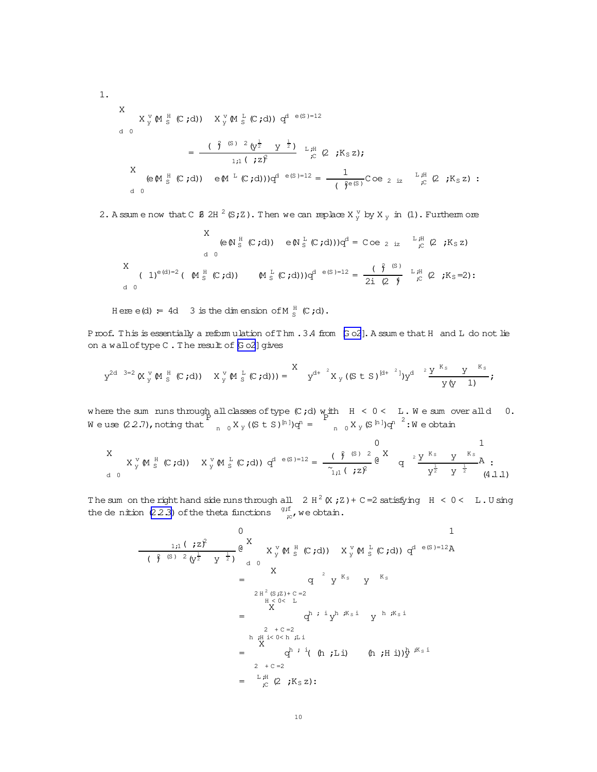1.

$$\sum_{d\ge 0}\left(\mathcal{X}_y^\vee(M_S^H(C;d)) - \mathcal{X}_y^\vee(M_S^L(C;d))\right) q^{d-e(S)/12}$$
$$= \frac{\eta(\tau)^{2\sigma(S)-2}(y^{\frac{1}{2}}-y^{-\frac{1}{2}})}{\tilde{\theta}_{1,1}(\tau;z)^2}\Theta^{L,H}_{\Gamma,C}(2\tau;K_S z);$$

$$\sum_{d\ge 0}(e(M_S^H(C;d)) - e(M^L(C;d)))q^{d-e(S)/12} = \frac{1}{\eta(\tau)^{2e(S)}}\mathrm{Coeff}_{2\pi i z}\,\Theta^{L,H}_{\Gamma,C}(2\tau;K_S z):$$

2. Assume now that $C\notin 2H^2(S;\mathbb{Z})$. Then we can replace $\mathcal{X}_y^\vee$ by $\mathcal{X}_y$ in (1). Furthermore

$$\sum_{d\ge 0}(e(N_S^H(C;d)) - e(N_S^L(C;d)))q^d = \mathrm{Coeff}_{2\pi i z}\,\Theta^{L,H}_{\Gamma,C}(2\tau;K_S z)$$

$$\sum_{d\ge 0}(-1)^{e(d)/2}(\sigma(M_S^H(C;d)) - \sigma(M_S^L(C;d)))q^{d-e(S)/12} = \frac{\eta(\tau)^{2\sigma(S)}}{2i\,\eta(2\tau)^4}\Theta^{L,H}_{\Gamma,C}(2\tau;K_S/2):$$

Here $e(d) := 4d-3$ is the dimension of $M_S^H(C;d)$.

*Proof.* This is essentially a reformulation of Thm. 3.4 from [Go2]. Assume that $H$ and $L$ do not lie on a wall of type $C$. The result of [Go2] gives

$$y^{2d-3/2}(\mathcal{X}_y^\vee(M_S^H(C;d)) - \mathcal{X}_y^\vee(M_S^L(C;d))) = \sum_\xi y^{d+\xi^2}\mathcal{X}_y((S\sqcup S)^{[d+\xi^2]})y^{d-\xi^2}\frac{y^{\xi K_S}-y^{-\xi K_S}}{y(y-1)};$$

where the sum runs through all classes of type $(C;d)$ with $\xi H<0<\xi L$. We sum over all $d\ge 0$. We use (2.2.7), noting that $\sum_{n\ge 0}\mathcal{X}_y((S\sqcup S)^{[n]})q^n = \left(\sum_{n\ge 0}\mathcal{X}_y(S^{[n]})q^n\right)^2$: We obtain

$$\sum_{d\ge 0}\left(\mathcal{X}_y^\vee(M_S^H(C;d)) - \mathcal{X}_y^\vee(M_S^L(C;d))\right) q^{d-e(S)/12} = \frac{\eta(\tau)^{2\sigma(S)-2}}{\tilde{\theta}_{1,1}(\tau;z)^2}\left(\sum_\xi q^{-\xi^2}\frac{y^{\xi K_S}-y^{-\xi K_S}}{y^{\frac{1}{2}}-y^{-\frac{1}{2}}}\right): \tag{4.1.1}$$

The sum on the right hand side runs through all $\xi\in H^2(X;\mathbb{Z})+C/2$ satisfying $\xi H<0<\xi L$. Using the definition (2.2.3) of the theta functions $\Theta^{g,f}_{\Gamma,c}$, we obtain.

$$\frac{\tilde{\theta}_{1,1}(\tau;z)^2}{\eta(\tau)^{2\sigma(S)-2}(y^{\frac{1}{2}}-y^{-\frac{1}{2}})}\left(\sum_{d\ge 0}\left(\mathcal{X}_y^\vee(M_S^H(C;d)) - \mathcal{X}_y^\vee(M_S^L(C;d))\right) q^{d-e(S)/12}\right)$$
$$= \sum_{\substack{\xi\in H^2(S;\mathbb{Z})+C/2\\ \xi H<0<\xi L}} q^{-\xi^2}\,y^{\xi K_S}-y^{-\xi K_S}$$
$$= \sum_{\substack{\xi\in\Gamma+C/2\\ \langle\xi,H\rangle<0<\langle\xi,L\rangle}} q^{-\langle\xi,\xi\rangle}y^{\langle\xi,K_S\rangle}-y^{-\langle\xi,K_S\rangle}$$
$$= \sum_{\xi\in\Gamma+C/2} q^{-\langle\xi,\xi\rangle}(\mu(\langle\xi,L\rangle)-\mu(\langle\xi,H\rangle))y^{\langle\xi,K_S\rangle}$$
$$= \Theta^{L,H}_{\Gamma,C}(2\tau;K_S z):$$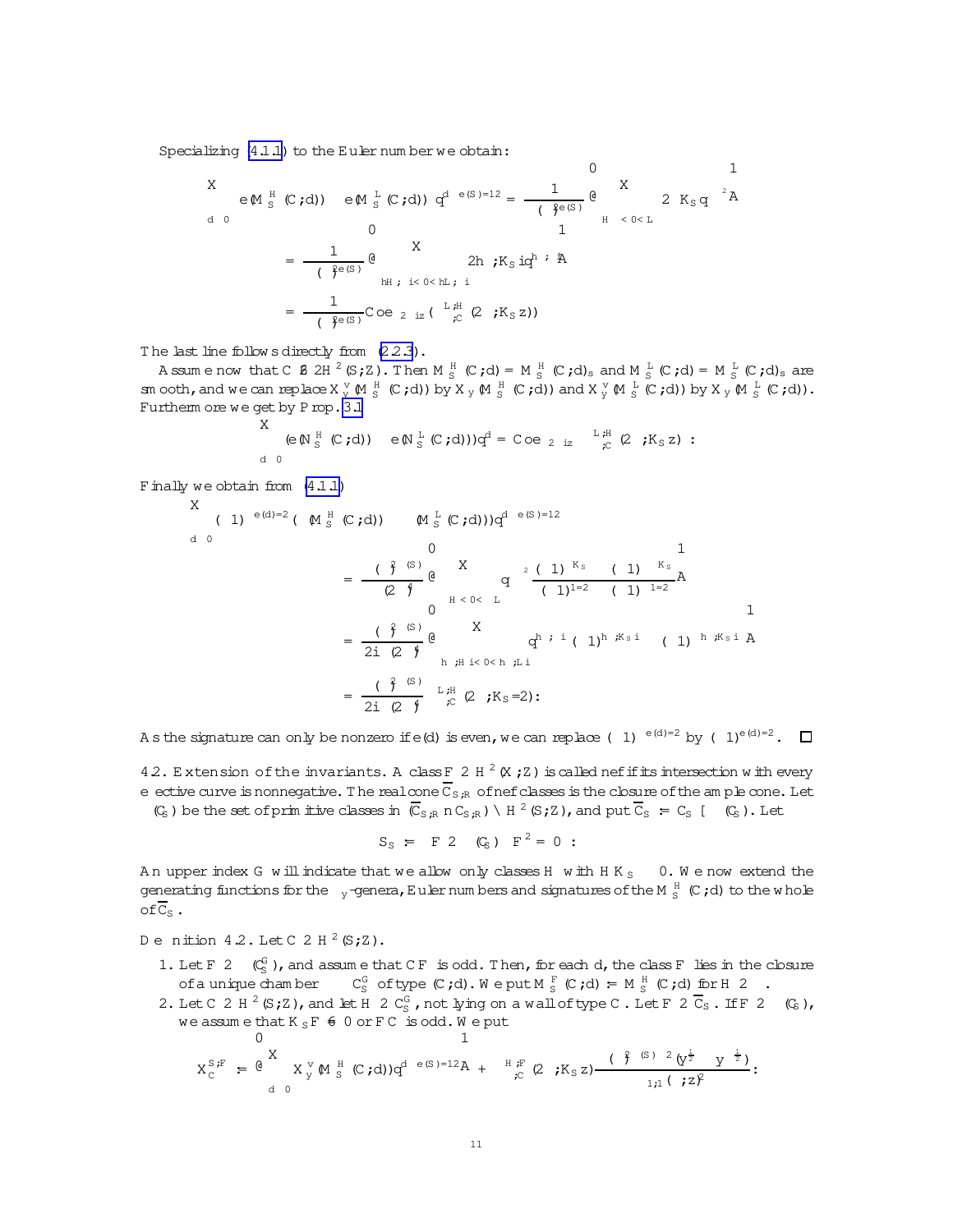Specializing (4.1.1) to the Euler number we obtain:

$$\sum_{d\ge 0}\Big(e(M_S^H(C;d)) - e(M_S^L(C;d))\Big) q^{d-e(S)/12} = \frac{1}{\eta(\tau)^{2e(S)}}\left(\sum_{H\xi<0<L\xi} 2\langle\xi,K_S\rangle q^{-\xi^2/4}\right)$$

$$= \frac{1}{\eta(\tau)^{2e(S)}}\left(\sum_{\langle H,\xi\rangle<0<\langle L,\xi\rangle} 2\langle\xi,K_S\rangle q^{-\langle\xi,\xi\rangle/4}\right)$$

$$= \frac{1}{\eta(\tau)^{2e(S)}}\mathrm{Coeff}_{2\pi i z}\left(\Theta^{L,H}_{\Gamma,C}(2\tau;K_S z)\right)$$

The last line follows directly from (2.2.3).

Assume now that $C\not\in 2H^2(S;\mathbb{Z})$. Then $M_S^H(C;d)=M_S^H(C;d)_s$ and $M_S^L(C;d)=M_S^L(C;d)_s$ are smooth, and we can replace $\mathcal{X}_y^v(M_S^H(C;d))$ by $\mathcal{X}_y(M_S^H(C;d))$ and $\mathcal{X}_y^v(M_S^L(C;d))$ by $\mathcal{X}_y(M_S^L(C;d))$. Furthermore we get by Prop. 3.1

$$\sum_{d\ge 0}\big(e(N_S^H(C;d)) - e(N_S^L(C;d))\big)q^d = \mathrm{Coeff}_{2\pi i z}\ \Theta^{L,H}_{\Gamma,C}(2\tau;K_S z)\ .$$

Finally we obtain from (4.1.1)

$$\sum_{d\ge 0}(-1)^{e(d)/2}\big(\sigma(M_S^H(C;d)) - \sigma(M_S^L(C;d))\big)q^{d-e(S)/12}$$

$$= \frac{\left(\frac{\eta}{\theta}\right)^{\sigma(S)}}{(2\eta)^{4}}\left(\sum_{H\xi<0<L\xi} q^{-\xi^2}\frac{(-1)^{\xi K_S}-(-1)^{-\xi K_S}}{(-1)^{1/2}-(-1)^{-1/2}}\right)$$

$$= \frac{\left(\frac{\eta}{\theta}\right)^{\sigma(S)}}{2i\,(2\eta)^{4}}\left(\sum_{\langle\xi,H\rangle<0<\langle\xi,L\rangle} q^{-\langle\xi,\xi\rangle}\left((-1)^{\langle\xi,K_S\rangle}-(-1)^{-\langle\xi,K_S\rangle}\right)\right)$$

$$= \frac{\left(\frac{\eta}{\theta}\right)^{\sigma(S)}}{2i\,(2\eta)^{4}}\ \Theta^{L,H}_{\Gamma,C}(2\tau;K_S/2).$$

As the signature can only be nonzero if $e(d)$ is even, we can replace $(-1)^{-e(d)/2}$ by $(-1)^{e(d)/2}$. $\square$

**4.2. Extension of the invariants.** A class $F\in H^2(X;\mathbb{Z})$ is called nef if its intersection with every effective curve is nonnegative. The real cone $\overline{\mathcal{C}}_{S,\mathbb{R}}$ of nef classes is the closure of the ample cone. Let $\partial(\mathcal{C}_S)$ be the set of primitive classes in $(\overline{\mathcal{C}}_{S,\mathbb{R}}\setminus \mathcal{C}_{S,\mathbb{R}})\cap H^2(S;\mathbb{Z})$, and put $\overline{\mathcal{C}}_S := \mathcal{C}_S\cup\partial(\mathcal{C}_S)$. Let

$$\mathcal{S}_S := \left\{F\in\partial(\mathcal{C}_S)\ \middle|\ F^2=0\right\}.$$

An upper index $G$ will indicate that we allow only classes $H$ with $HK_S<0$. We now extend the generating functions for the $\chi_y$-genera, Euler numbers and signatures of the $M_S^H(C;d)$ to the whole of $\overline{\mathcal{C}}_S$.

**Definition 4.2.** Let $C\in H^2(S;\mathbb{Z})$.

1. Let $F\in\partial(\mathcal{C}_S^G)$, and assume that $CF$ is odd. Then, for each $d$, the class $F$ lies in the closure of a unique chamber $\mathcal{C}$ of $\mathcal{C}_S^G$ of type $(C;d)$. We put $M_S^F(C;d):=M_S^H(C;d)$ for $H\in\mathcal{C}$.
2. Let $C\in H^2(S;\mathbb{Z})$, and let $H\in\mathcal{C}_S^G$, not lying on a wall of type $C$. Let $F\in\overline{\mathcal{C}}_S$. If $F\in\partial(\mathcal{C}_S)$, we assume that $K_SF\ne 0$ or $FC$ is odd. We put

$$\mathcal{X}_C^{S,F} := \left(\sum_{d\ge 0}\mathcal{X}_y^v(M_S^H(C;d))q^{d-e(S)/12}\right) + \Theta^{H,F}_{\Gamma,C}(2\tau;K_S z)\frac{\left(\frac{\eta}{\theta}\right)^{\sigma(S)}\eta^{2}(y^{\frac12}-y^{-\frac12})}{\theta_{11}(\tau;z)^2}.$$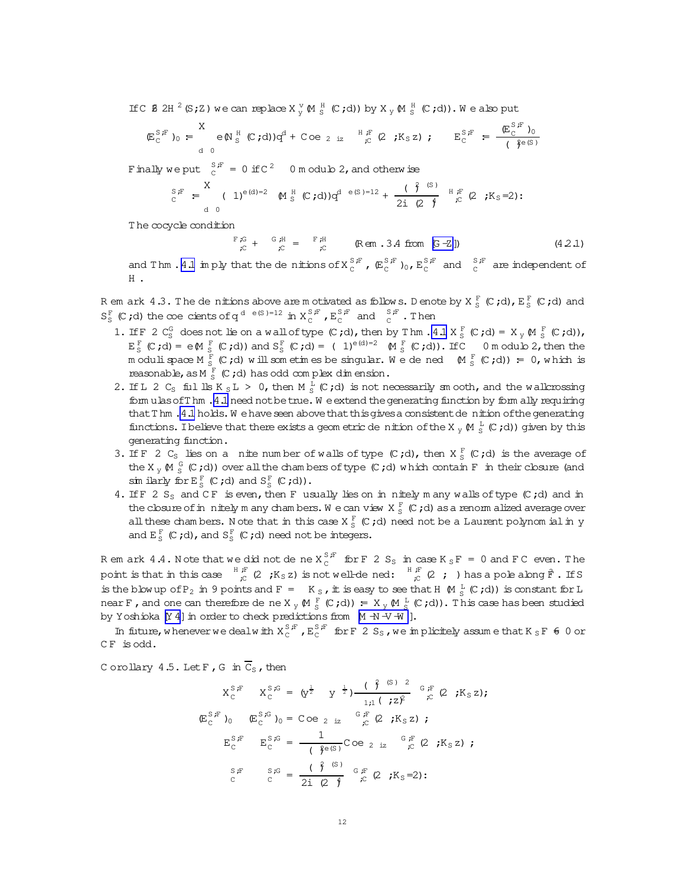If $C \notin 2H^2(S;\mathbb{Z})$ we can replace $X_y^{v}(M_S^H(C;d))$ by $X_y(M_S^H(C;d))$. We also put

$$(E_C^{S,F})_0 := \sum_{d\geq 0} e(N_S^H(C;d))q^d + \mathrm{Coeff}_{2\pi iz}\, \Phi_{,C}^{H,F}(2\tau;K_S z)\,; \qquad E_C^{S,F} := \frac{(E_C^{S,F})_0}{\eta(\tau)^{2e(S)}}$$

Finally we put $\chi_C^{S,F} = 0$ if $C^2 \not\equiv 0$ modulo 2, and otherwise

$$\chi_C^{S,F} := \sum_{d\geq 0}(-1)^{e(d)=2}\,\chi(M_S^H(C;d))q^{d-e(S)=12} + \frac{\theta(\tau)^{\sigma(S)}}{2i\,\eta(2\tau)^{4}}\,\Phi_{,C}^{H,F}(2\tau;K_S=2):$$

The cocycle condition

$$\Phi_{,C}^{F,G} + \Phi_{,C}^{G,H} = \Phi_{,C}^{F,H} \qquad \text{(Rem. 3.4 from [G-Z])} \tag{4.2.1}$$

and Thm. 4.1 imply that the definitions of $X_C^{S,F}$, $(E_C^{S,F})_0$, $E_C^{S,F}$ and $\chi_C^{S,F}$ are independent of $H$.

**Remark 4.3.** The definitions above are motivated as follows. Denote by $X_S^F(C;d)$, $E_S^F(C;d)$ and $S_S^F(C;d)$ the coefficients of $q^{d-e(S)=12}$ in $X_C^{S,F}$, $E_C^{S,F}$ and $\chi_C^{S,F}$. Then

1. If $F \in C_S^G$ does not lie on a wall of type $(C;d)$, then by Thm. 4.1 $X_S^F(C;d) = X_y(M_S^F(C;d))$, $E_S^F(C;d) = e(M_S^F(C;d))$ and $S_S^F(C;d) = (-1)^{e(d)=2}\chi(M_S^F(C;d))$. If $C \not\equiv 0$ modulo 2, then the moduli space $M_S^F(C;d)$ will sometimes be singular. We defined $\chi(M_S^F(C;d)) := 0$, which is reasonable, as $M_S^F(C;d)$ has odd complex dimension.
2. If $L \in C_S$ fulfills $K_S L > 0$, then $M_S^L(C;d)$ is not necessarily smooth, and the wallcrossing formulas of Thm. 4.1 need not be true. We extend the generating function by formally requiring that Thm. 4.1 holds. We have seen above that this gives a consistent definition of the generating functions. I believe that there exists a geometric definition of the $X_y(M_S^L(C;d))$ given by this generating function.
3. If $F \in C_S$ lies on a finite number of walls of type $(C;d)$, then $X_S^F(C;d)$ is the average of the $X_y(M_S^G(C;d))$ over all the chambers of type $(C;d)$ which contain $F$ in their closure (and similarly for $E_S^F(C;d)$ and $S_S^F(C;d)$).
4. If $F \in S_S$ and $CF$ is even, then $F$ usually lies on infinitely many walls of type $(C;d)$ and in the closure of infinitely many chambers. We can view $X_S^F(C;d)$ as a renormalized average over all these chambers. Note that in this case $X_S^F(C;d)$ need not be a Laurent polynomial in $y$ and $E_S^F(C;d)$, and $S_S^F(C;d)$ need not be integers.

**Remark 4.4.** Note that we did not define $X_C^{S,F}$ for $F \in S_S$ in case $K_S F = 0$ and $FC$ even. The point is that in this case $\Phi_{,C}^{H,F}(2\tau;K_S z)$ is not well-defined: $\Phi_{,C}^{H,F}(2\tau;\cdot)$ has a pole along $\hat{F}$. If $S$ is the blowup of $\mathbb{P}_2$ in 9 points and $F = -K_S$, it is easy to see that $H(M_S^L(C;d))$ is constant for $L$ near $F$, and one can therefore define $X_y(M_S^F(C;d)) := X_y(M_S^L(C;d))$. This case has been studied by Yoshioka [Y4] in order to check predictions from [M-N-V-W].

In future, whenever we deal with $X_C^{S,F}$, $E_C^{S,F}$ for $F \in S_S$, we implicitly assume that $K_S F \neq 0$ or $CF$ is odd.

**Corollary 4.5.** Let $F$, $G$ in $\overline{C}_S$, then

$$X_C^{S,F} - X_C^{S,G} = (y^{\frac{1}{2}} - y^{-\frac{1}{2}})\frac{\theta(\tau)^{\sigma(S)-2}}{\theta_{1,1}(\tau;z)^2}\,\Phi_{,C}^{G,F}(2\tau;K_S z);$$

$$(E_C^{S,F})_0 - (E_C^{S,G})_0 = \mathrm{Coeff}_{2\pi iz}\,\Phi_{,C}^{G,F}(2\tau;K_S z)\,;$$

$$E_C^{S,F} - E_C^{S,G} = \frac{1}{\eta(\tau)^{2e(S)}}\mathrm{Coeff}_{2\pi iz}\,\Phi_{,C}^{G,F}(2\tau;K_S z)\,;$$

$$\chi_C^{S,F} - \chi_C^{S,G} = \frac{\theta(\tau)^{\sigma(S)}}{2i\,\eta(2\tau)^{4}}\,\Phi_{,C}^{G,F}(2\tau;K_S=2):$$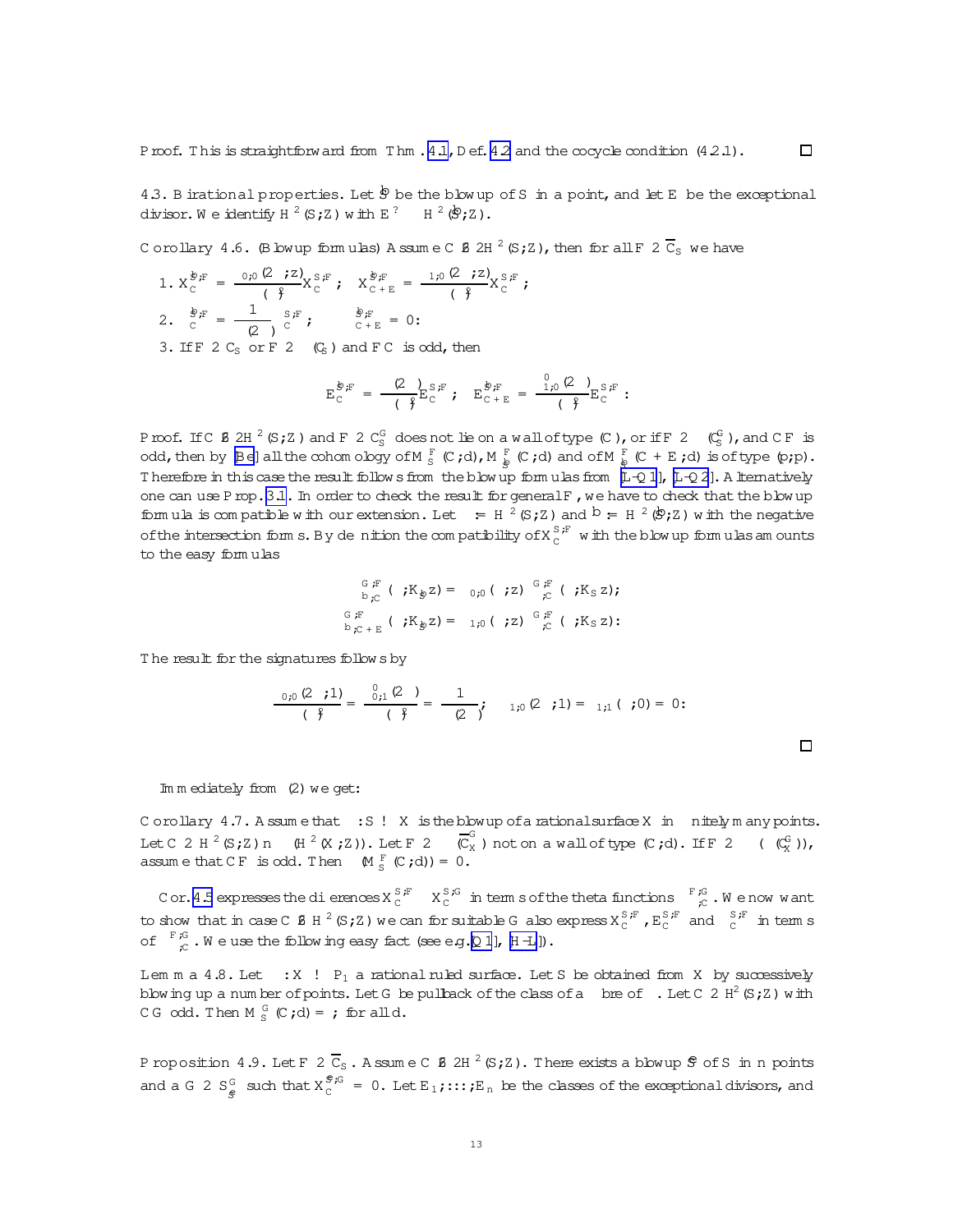*Proof.* This is straightforward from Thm. 4.1, Def. 4.2 and the cocycle condition (4.2.1). $\square$

4.3. Birational properties. Let $\widehat{S}$ be the blowup of $S$ in a point, and let $E$ be the exceptional divisor. We identify $H^2(S;\mathbb{Z})$ with $E^{\perp} \subset H^2(\widehat{S};\mathbb{Z})$.

**Corollary 4.6.** (Blowup formulas) Assume $C \notin 2H^2(S;\mathbb{Z})$, then for all $F \in \overline{C}_S$ we have

1. $X_C^{\widehat{S},F} = \dfrac{\theta_{0,0}(2\tau;z)}{\eta(\tau)^2} X_C^{S,F}$; $\quad X_{C+E}^{\widehat{S},F} = \dfrac{\theta_{1,0}(2\tau;z)}{\eta(\tau)^2} X_C^{S,F}$;
2. $\sigma_C^{\widehat{S},F} = \dfrac{1}{\eta(2\tau)}\sigma_C^{S,F}$; $\quad \sigma_{C+E}^{\widehat{S},F} = 0$.
3. If $F \in C_S$ or $F \in \partial(C_S)$ and $FC$ is odd, then

$$E_C^{\widehat{S},F} = \frac{\eta(2\tau)}{\eta(\tau)^2} E_C^{S,F}; \quad E_{C+E}^{\widehat{S},F} = \frac{\theta'_{1,0}(2\tau)}{\eta(\tau)^2} E_C^{S,F}.$$

*Proof.* If $C \notin 2H^2(S;\mathbb{Z})$ and $F \in C_S^G$ does not lie on a wall of type $(C)$, or if $F \in \partial(C_S^G)$, and $CF$ is odd, then by [Be] all the cohomology of $M_S^F(C;d)$, $M_{\widehat{S}}^F(C;d)$ and of $M_{\widehat{S}}^F(C+E;d)$ is of type $(p,p)$. Therefore in this case the result follows from the blowup formulas from [L-Q1], [L-Q2]. Alternatively one can use Prop. 3.1. In order to check the result for general $F$, we have to check that the blowup formula is compatible with our extension. Let $\Gamma := H^2(S;\mathbb{Z})$ and $\widehat{\Gamma} := H^2(\widehat{S};\mathbb{Z})$ with the negative of the intersection forms. By definition the compatibility of $X_C^{S,F}$ with the blowup formulas amounts to the easy formulas

$$\Theta_{\widehat{\Gamma},C}^{G,F}(\tau;K_{\widehat{S}}z) = \theta_{0,0}(\tau;z)\,\Theta_{\Gamma,C}^{G,F}(\tau;K_S z);$$
$$\Theta_{\widehat{\Gamma},C+E}^{G,F}(\tau;K_{\widehat{S}}z) = \theta_{1,0}(\tau;z)\,\Theta_{\Gamma,C}^{G,F}(\tau;K_S z).$$

The result for the signatures follows by

$$\frac{\theta_{0,0}(2\tau;1)}{\eta(\tau)^2} = \frac{\theta'_{0,1}(2\tau)}{\eta(\tau)^2} = \frac{1}{\eta(2\tau)}; \quad \theta_{1,0}(2\tau;1) = \theta_{1,1}(\tau;0) = 0.$$

$\square$

Immediately from (2) we get:

**Corollary 4.7.** Assume that $\pi : S \to X$ is the blowup of a rational surface $X$ in finitely many points. Let $C \in H^2(S;\mathbb{Z}) \setminus \pi^*(H^2(X;\mathbb{Z}))$. Let $F \in \pi^*(\overline{C}_X^G)$ not on a wall of type $(C;d)$. If $F \in \pi^*(\partial(C_X^G))$, assume that $CF$ is odd. Then $\sigma(M_S^F(C;d)) = 0$.

Cor. 4.5 expresses the differences $X_C^{S,F} - X_C^{S,G}$ in terms of the theta functions $\Theta_{\Gamma,C}^{F,G}$. We now want to show that in case $C \notin H^2(S;\mathbb{Z})$ we can for suitable $G$ also express $X_C^{S,F}$, $E_C^{S,F}$ and $\sigma_C^{S,F}$ in terms of $\Theta_{\Gamma,C}^{F,G}$. We use the following easy fact (see e.g. [Q1], [H-L]).

**Lemma 4.8.** Let $\pi : X \to \mathbb{P}_1$ a rational ruled surface. Let $S$ be obtained from $X$ by successively blowing up a number of points. Let $G$ be pullback of the class of a fibre of $\pi$. Let $C \in H^2(S;\mathbb{Z})$ with $CG$ odd. Then $M_S^G(C;d) = \emptyset$ for all $d$.

**Proposition 4.9.** Let $F \in \overline{C}_S$. Assume $C \notin 2H^2(S;\mathbb{Z})$. There exists a blowup $\widetilde{S}$ of $S$ in $n$ points and a $G \in S_{\widetilde{S}}^G$ such that $X_C^{\widetilde{S},G} = 0$. Let $E_1,\ldots,E_n$ be the classes of the exceptional divisors, and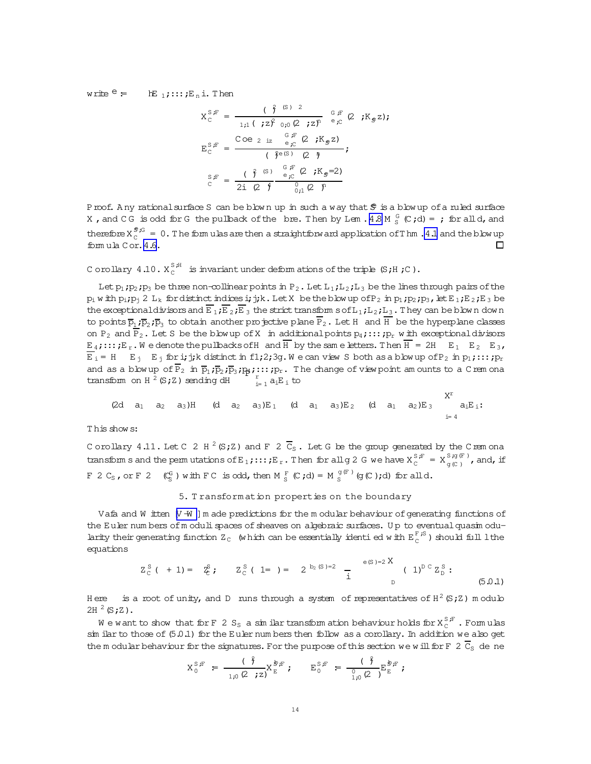write $\mathfrak{e} := \langle E_1, \ldots, E_n \rangle$. Then

$$X_C^{S,F} = \frac{\theta(\tau)^{2} \ldots (S)\, 2}{\theta_{1,1}(\tau, z)^{2}\, \theta_{0,0}(2\tau, z)^{n}} \, \Theta^{G,F}_{\mathfrak{e},C}(2\tau, K_{\widehat{S}} z);$$

$$E_C^{S,F} = \frac{\mathrm{Coeff}_{2\pi i z} \left[ \Theta^{G,F}_{\mathfrak{e},C}(2\tau, K_{\widehat{S}} z) \right]}{\theta(\tau)^{2e(S)}\, \theta(2\tau)^{n}};$$

$$\sigma_C^{S,F} = \frac{\theta(\tau)^{2\ldots(S)}}{2i\, \theta(2\tau)^{4}} \frac{\Theta^{G,F}_{\mathfrak{e},C}(2\tau, K_{\widehat{S}}/2)}{\theta'_{0,1}(2\tau)^{n}}$$

*Proof.* Any rational surface $S$ can be blown up in such a way that $\widehat{S}$ is a blowup of a ruled surface $X$, and $CG$ is odd for $G$ the pullback of the fibre. Then by Lem. 4.8 $M_S^G(C, d) = \emptyset$ for all $d$, and therefore $X_C^{\widehat{S}, G} = 0$. The formulas are then a straightforward application of Thm. 4.1 and the blowup formula Cor. 4.6. $\square$

**Corollary 4.10.** $X_C^{S,H}$ *is invariant under deformations of the triple* $(S, H, C)$.

Let $p_1, p_2, p_3$ be three non-collinear points in $\mathbb{P}_2$. Let $L_1, L_2, L_3$ be the lines through pairs of the $p_i$ with $p_i, p_j \in L_k$ for distinct indices $i, j, k$. Let $X$ be the blowup of $\mathbb{P}_2$ in $p_1, p_2, p_3$, let $E_1, E_2, E_3$ be the exceptional divisors and $\overline{E}_1, \overline{E}_2, \overline{E}_3$ the strict transforms of $L_1, L_2, L_3$. They can be blown down to points $\overline{p}_1, \overline{p}_2, \overline{p}_3$ to obtain another projective plane $\overline{\mathbb{P}}_2$. Let $H$ and $\overline{H}$ be the hyperplane classes on $\mathbb{P}_2$ and $\overline{\mathbb{P}}_2$. Let $S$ be the blowup of $X$ in additional points $p_4, \ldots, p_r$ with exceptional divisors $E_4, \ldots, E_r$. We denote the pullbacks of $H$ and $\overline{H}$ by the same letters. Then $\overline{H} = 2H - E_1 - E_2 - E_3$, $\overline{E}_i = H - E_j - E_j$ for $i, j, k$ distinct in $\{1, 2, 3\}$. We can view $S$ both as a blowup of $\mathbb{P}_2$ in $p_1, \ldots, p_r$ and as a blowup of $\overline{\mathbb{P}}_2$ in $\overline{p}_1, \overline{p}_2, \overline{p}_3, p_4, \ldots, p_r$. The change of viewpoint amounts to a Cremona transform on $H^2(S, \mathbb{Z})$ sending $dH - \sum_{i=1}^r a_i E_i$ to

$$(2d - a_1 - a_2 - a_3)H - (d - a_2 - a_3)E_1 - (d - a_1 - a_3)E_2 - (d - a_1 - a_2)E_3 - \sum_{i=4}^{r} a_i E_i.$$

This shows:

**Corollary 4.11.** *Let* $C \in H^2(S, \mathbb{Z})$ *and* $F \in \overline{\mathcal{C}}_S$. *Let* $G$ *be the group generated by the Cremona transforms and the permutations of* $E_1, \ldots, E_r$. *Then for all* $g \in G$ *we have* $X_C^{S,F} = X_{g(C)}^{S, g(F)}$, *and, if* $F \in \mathcal{C}_S$, *or* $F \in \partial \mathcal{C}_S$ *with* $FC$ *is odd, then* $M_S^F(C, d) = M_S^{g(F)}(g(C), d)$ *for all* $d$.

## 5. Transformation properties on the boundary

Vafa and Witten [V-W] made predictions for the modular behaviour of generating functions of the Euler numbers of moduli spaces of sheaves on algebraic surfaces. Up to eventual quasimodularity their generating function $Z_C$ (which can be essentially identified with $E_C^{F,S}$) should fulfill the equations

$$Z_C^S(\tau + 1) = \epsilon Z_C^S; \qquad Z_C^S(-1/\tau) = \pm 2^{-b_2(S)/2} \left(\frac{\tau}{i}\right)^{-e(S)/2} \sum_D (-1)^{D \cdot C} Z_D^S. \tag{5.0.1}$$

Here $\epsilon$ is a root of unity, and $D$ runs through a system of representatives of $H^2(S, \mathbb{Z})$ modulo $2H^2(S, \mathbb{Z})$.

We want to show that for $F \in S_S$ a similar transformation behaviour holds for $X_C^{S,F}$. Formulas similar to those of (5.0.1) for the Euler numbers then follow as a corollary. In addition we also get the modular behaviour for the signatures. For the purpose of this section we will for $F \in \overline{\mathcal{C}}_S$ define

$$X_0^{S,F} := \frac{\theta(\tau)^{2}}{\theta_{1,0}(2\tau, z)} X_E^{\widehat{S}, F}; \qquad E_0^{S,F} := \frac{\theta(\tau)^{2}}{\theta^0_{1,0}(2\tau)} E_E^{\widehat{S}, F};$$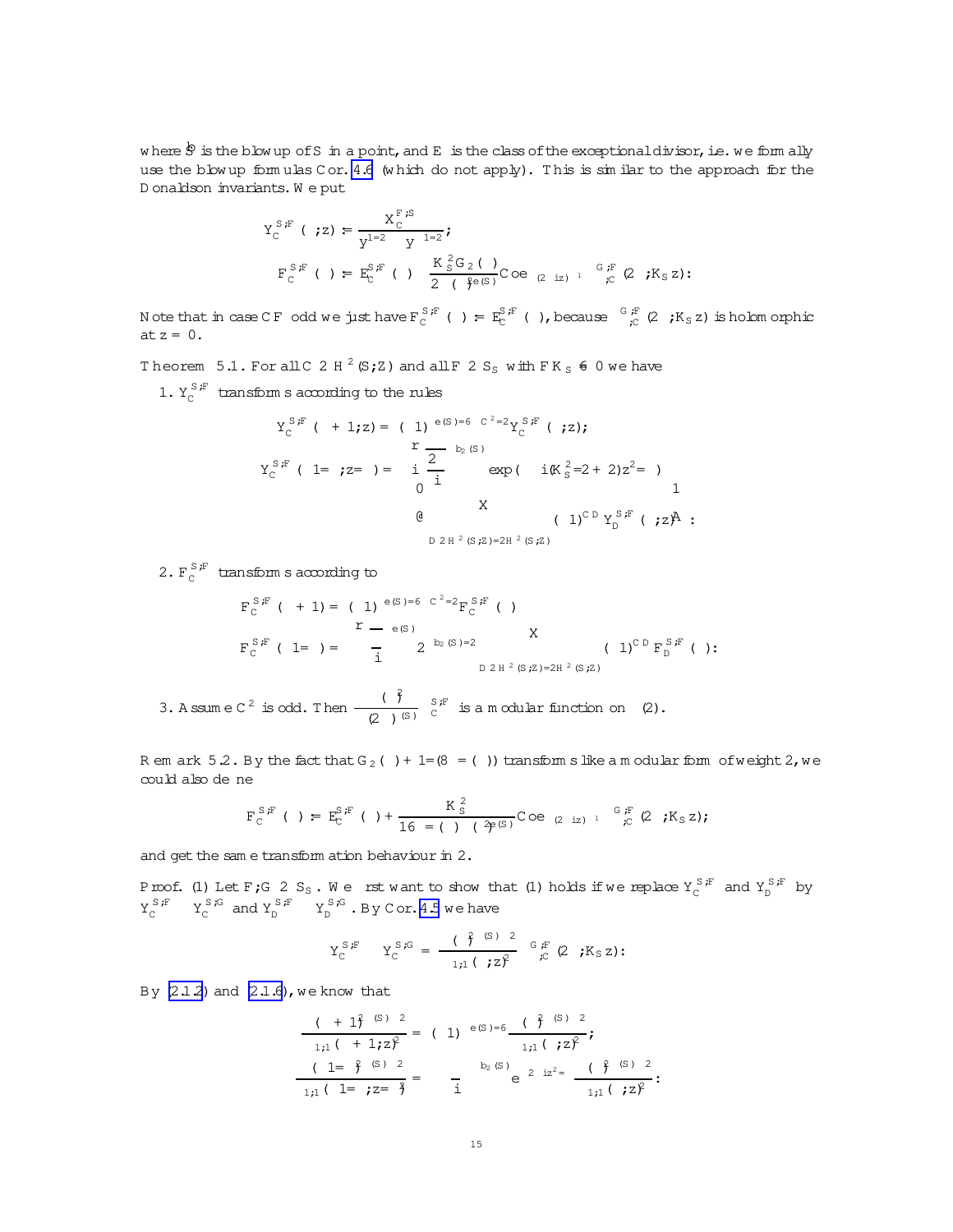where $\widehat{S}$ is the blowup of $S$ in a point, and $E$ is the class of the exceptional divisor, i.e. we formally use the blowup formulas Cor. 4.6 (which do not apply). This is similar to the approach for the Donaldson invariants. We put

$$Y_C^{S,F}(\tau, z) := \frac{X_C^{F,S}}{y^{1/2} - y^{-1/2}},$$

$$F_C^{S,F}(\tau) := E_C^{S,F}(\tau) - \frac{K_S^2 G_2(\tau)}{2\,\eta(\tau)^{2e(S)}} \mathrm{Coeff}_{(2\pi i z)^{-1}}\left[\Theta_{\Gamma,C}^{G,F}(2\tau, K_S z)\right].$$

Note that in case $CF$ odd we just have $F_C^{S,F}(\tau) := E_C^{S,F}(\tau)$, because $\Theta_{\Gamma,C}^{G,F}(2\tau, K_S z)$ is holomorphic at $z = 0$.

**Theorem 5.1.** For all $C \in H^2(S, \mathbb{Z})$ and all $F \in S_S$ with $FK_S \neq 0$ we have

1. $Y_C^{S,F}$ transforms according to the rules

$$Y_C^{S,F}(\tau + 1, z) = (-1)^{e(S)/6 - C^2/2} Y_C^{S,F}(\tau, z);$$

$$Y_C^{S,F}(-1/\tau, z/\tau) = \left(i\sqrt{\frac{2}{i\tau}}\right)^{b_2(S)} \exp\left(-\pi i (K_S^2/2 + 2) z^2/\tau\right) \left(\sum_{D \in H^2(S,\mathbb{Z})/2H^2(S,\mathbb{Z})} (-1)^{CD}\, Y_D^{S,F}(\tau, z)\right).$$

2. $F_C^{S,F}$ transforms according to

$$F_C^{S,F}(\tau + 1) = (-1)^{e(S)/6 - C^2/2} F_C^{S,F}(\tau)$$

$$F_C^{S,F}(-1/\tau) = \sqrt{\frac{\tau}{i}}^{\,e(S)}\, 2^{-b_2(S)/2} \sum_{D \in H^2(S,\mathbb{Z})/2H^2(S,\mathbb{Z})} (-1)^{CD} F_D^{S,F}(\tau).$$

3. Assume $C^2$ is odd. Then $\dfrac{\theta(\tau)^3}{(2\eta(\tau))^{\chi(S)}}\, \Phi_C^{S,F}$ is a modular function on $\Gamma(2)$.

**Remark 5.2.** By the fact that $G_2(\tau) + 1/(8\pi\, \Im(\tau))$ transforms like a modular form of weight 2, we could also define

$$F_C^{S,F}(\tau) := E_C^{S,F}(\tau) + \frac{K_S^2}{16\pi\, \Im(\tau)\, \eta(\tau)^{2e(S)}} \mathrm{Coeff}_{(2\pi i z)^{-1}}\left[\Theta_{\Gamma,C}^{G,F}(2\tau, K_S z)\right],$$

and get the same transformation behaviour in 2.

*Proof.* (1) Let $F, G \in S_S$. We first want to show that (1) holds if we replace $Y_C^{S,F}$ and $Y_D^{S,F}$ by $Y_C^{S,F} - Y_C^{S,G}$ and $Y_D^{S,F} - Y_D^{S,G}$. By Cor. 4.5 we have

$$Y_C^{S,F} - Y_C^{S,G} = \frac{\eta(\tau)^{\sigma(S) - 2}}{\theta_{1,1}(\tau, z)^2}\, \Theta_{\Gamma,C}^{G,F}(2\tau, K_S z).$$

By (2.1.2) and (2.1.6), we know that

$$\frac{\eta(\tau + 1)^{\sigma(S) - 2}}{\theta_{1,1}(\tau + 1, z)^2} = (-1)^{e(S)/6} \frac{\eta(\tau)^{\sigma(S) - 2}}{\theta_{1,1}(\tau, z)^2};$$

$$\frac{\eta(-1/\tau)^{\sigma(S) - 2}}{\theta_{1,1}(-1/\tau, z/\tau)^2} = \sqrt{\frac{\tau}{i}}^{\,b_2(S)} e^{-2\pi i z^2/\tau}\, \frac{\eta(\tau)^{\sigma(S) - 2}}{\theta_{1,1}(\tau, z)^2}.$$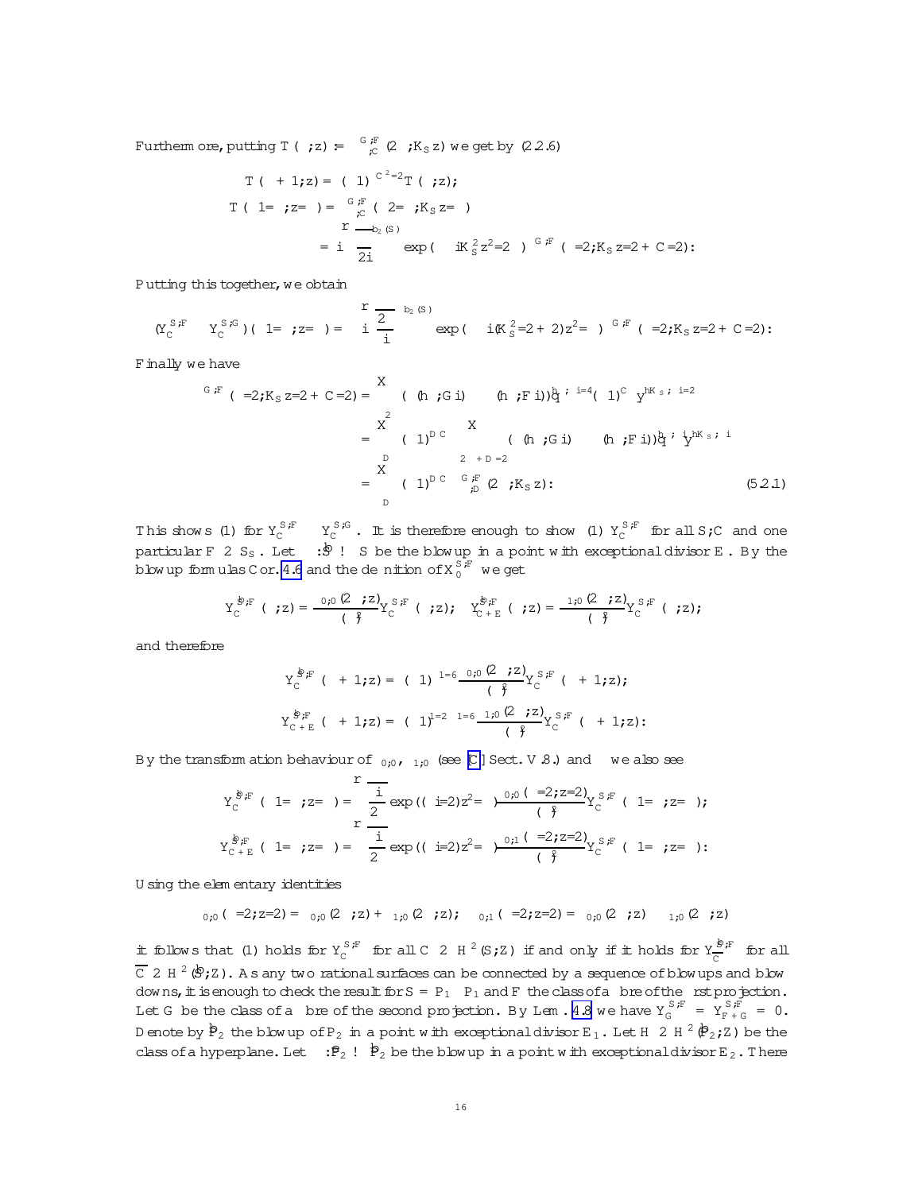Furthermore, putting $T(\tau;z) := \Theta^{G,F}_{\Gamma,C}(2\tau; K_S z)$ we get by (2.2.6)

$$T(\tau+1;z) = (-1)^{C^2/2}T(\tau;z);$$

$$T(-1/\tau;z/\tau) = \Theta^{G,F}_{\Gamma,C}(-2/\tau; K_S z/\tau)$$

$$= i\sqrt{\frac{\tau}{2i}}^{\,b_2(S)} \exp(-\pi i K_S^2 z^2/2\tau)\,\Theta^{G,F}_{\Gamma}(\tau/2; K_S z/2 + C/2):$$

Putting this together, we obtain

$$(Y^{S,F}_C - Y^{S,G}_C)(-1/\tau; z/\tau) = i\sqrt{\frac{2}{i}}^{\,b_2(S)} \exp(-\pi i(K_S^2/2+2)z^2/\tau)\,\Theta^{G,F}_{\Gamma}(\tau/2; K_S z/2 + C/2):$$

Finally we have

$$\begin{aligned}
\Theta^{G,F}_{\Gamma}(\tau/2; K_S z/2 + C/2) &= \sum_{\xi}\left(\langle h, G\rangle - \langle h, F\rangle\right) q^{-\langle\xi,\xi\rangle/4}(-1)^{\langle\xi,C\rangle} y^{\langle\xi,K_S\rangle/2} \\
&= \sum_{D}(-1)^{D\cdot C}\sum_{\xi\in 2\Gamma+D}\left(\langle h, G\rangle - \langle h, F\rangle\right) q^{-\langle\xi,\xi\rangle/4} y^{\langle\xi,K_S\rangle/2} \\
&= \sum_{D}(-1)^{D\cdot C}\,\Theta^{G,F}_{\Gamma,D}(2\tau; K_S z):
\end{aligned} \tag{5.2.1}$$

This shows (1) for $Y^{S,F}_C - Y^{S,G}_C$. It is therefore enough to show (1) $Y^{S,F}_C$ for all $S, C$ and one particular $F\in S_S$. Let $\pi:\widehat{S}\to S$ be the blowup in a point with exceptional divisor $E$. By the blowup formulas Cor. 4.6 and the definition of $X^{S,F}_0$ we get

$$Y^{\widehat{S},F}_C(\tau;z) = \frac{\theta_{0,0}(2\tau;z)}{\eta(\tau)^2}Y^{S,F}_C(\tau;z); \quad Y^{\widehat{S},F}_{C+E}(\tau;z) = \frac{\theta_{1,0}(2\tau;z)}{\eta(\tau)^2}Y^{S,F}_C(\tau;z);$$

and therefore

$$Y^{\widehat{S},F}_C(\tau+1;z) = (-1)^{-1/6}\frac{\theta_{0,0}(2\tau;z)}{\eta(\tau)^2}Y^{S,F}_C(\tau+1;z);$$

$$Y^{\widehat{S},F}_{C+E}(\tau+1;z) = (-1)^{1/2-1/6}\frac{\theta_{1,0}(2\tau;z)}{\eta(\tau)^2}Y^{S,F}_C(\tau+1;z):$$

By the transformation behaviour of $\theta_{0,0}$, $\theta_{1,0}$ (see [C] Sect. V.8.) and $\eta$ we also see

$$Y^{\widehat{S},F}_C(-1/\tau;z/\tau) = \sqrt{\frac{i}{2}}\exp((\pi i/2)z^2/\tau)\frac{\theta_{0,0}(\tau/2;z/2)}{\eta(\tau)^2}Y^{S,F}_C(-1/\tau;z/\tau);$$

$$Y^{\widehat{S},F}_{C+E}(-1/\tau;z/\tau) = \sqrt{\frac{i}{2}}\exp((\pi i/2)z^2/\tau)\frac{\theta_{0,1}(\tau/2;z/2)}{\eta(\tau)^2}Y^{S,F}_C(-1/\tau;z/\tau):$$

Using the elementary identities

$$\theta_{0,0}(\tau/2;z/2) = \theta_{0,0}(2\tau;z) + \theta_{1,0}(2\tau;z); \quad \theta_{0,1}(\tau/2;z/2) = \theta_{0,0}(2\tau;z) - \theta_{1,0}(2\tau;z)$$

it follows that (1) holds for $Y^{S,F}_C$ for all $C\in H^2(S;\mathbb{Z})$ if and only if it holds for $Y^{\widehat{S},F}_{\overline{C}}$ for all $\overline{C}\in H^2(\widehat{S};\mathbb{Z})$. As any two rational surfaces can be connected by a sequence of blowups and blow downs, it is enough to check the result for $S=\mathbb{P}_1\times\mathbb{P}_1$ and $F$ the class of a fibre of the first projection. Let $G$ be the class of a fibre of the second projection. By Lem. 4.8 we have $Y^{S,F}_G = Y^{S,F}_{F+G} = 0$. Denote by $\widehat{\mathbb{P}}_2$ the blowup of $\mathbb{P}_2$ in a point with exceptional divisor $E_1$. Let $H\in H^2(\widehat{\mathbb{P}}_2;\mathbb{Z})$ be the class of a hyperplane. Let $\pi:\widetilde{\mathbb{P}}_2\to\widehat{\mathbb{P}}_2$ be the blowup in a point with exceptional divisor $E_2$. There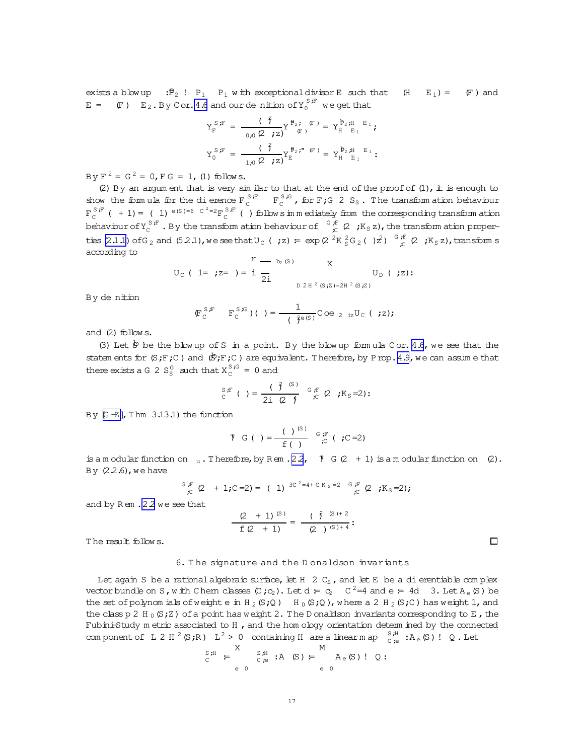exists a blowup $\pi : \widehat{\mathbb{P}}_2 \to \mathbb{P}_1 \times \mathbb{P}_1$ with exceptional divisor $E$ such that $\pi^*(H - E_1) = \pi^*(F)$ and $E = \pi^*(F) - E_2$. By Cor. 4.6 and our definition of $Y_0^{S,F}$ we get that

$$Y_F^{S,F} = \frac{(-\Lambda^2)}{\theta_{0,0}(2\tau, z)} Y_{\pi^*(F)}^{\widehat{\mathbb{P}}_2, \pi^*(F)} = Y_{H-E_1}^{\widehat{\mathbb{P}}_2, H-E_1};$$

$$Y_0^{S,F} = \frac{(-\Lambda^2)}{\theta_{1,0}(2\tau, z)} Y_E^{\widehat{\mathbb{P}}_2, \pi^*(F)} = Y_{H-E_1}^{\widehat{\mathbb{P}}_2, H-E_1}.$$

By $F^2 = G^2 = 0$, $FG = 1$, (1) follows.

(2) By an argument that is very similar to that at the end of the proof of (1), it is enough to show the formula for the difference $F_C^{S,F} - F_C^{S,G}$, for $F, G \in S_S$. The transformation behaviour $F_C^{S,F}(\tau + 1) = (-1)^{e(S)=6 - C^2/2} F_C^{S,F}(\tau)$ follows immediately from the corresponding transformation behaviour of $Y_C^{S,F}$. By the transformation behaviour of $\Theta_{\mathcal{C}}^{G,F}(2\tau, K_S z)$, the transformation properties (2.1.1) of $G_2$ and (5.2.1), we see that $U_C(\tau, z) := \exp(2\pi^2 K_S^2 G_2(\tau) z^2)\, \Theta_{\mathcal{C}}^{G,F}(2\tau, K_S z)$, transforms according to

$$U_C(-1/\tau, z/\tau) = i\sqrt{\frac{\tau}{2i}}^{\,b_2(S)} \sum_{D \in H^2(S,\mathbb{Z})/2H^2(S,\mathbb{Z})} U_D(\tau, z).$$

By definition

$$(F_C^{S,F} - F_C^{S,G})(\tau) = \frac{1}{(-\Lambda^2)^{e(S)}} \mathrm{Coeff}_{2\pi i z} U_C(\tau, z);$$

and (2) follows.

(3) Let $\widehat{S}$ be the blowup of $S$ in a point. By the blowup formula Cor. 4.6, we see that the statements for $(S, F, C)$ and $(\widehat{S}, F, C)$ are equivalent. Therefore, by Prop. 4.9, we can assume that there exists a $G \in S_S^G$ such that $X_C^{S,G} = 0$ and

$$\Phi_C^{S,F}(\tau) = \frac{(-\Lambda^2)^{\sigma(S)}}{2i(2\eta)^4} \Theta_{\mathcal{C}}^{G,F}(2\tau, K_S/2).$$

By [G-Z], Thm 3.13.1) the function

$$\tau \mapsto G(\tau) = \frac{(\ldots)^{\sigma(S)}}{f(\tau)} \Theta_{\mathcal{C}}^{G,F}(\tau, C/2)$$

is a modular function on $\Gamma_u$. Therefore, by Rem. 2.2, $\tau \mapsto G(2\tau + 1)$ is a modular function on $\Gamma(2)$. By (2.2.6), we have

$$\Theta_{\mathcal{C}}^{G,F}(2\tau + 1, C/2) = (-1)^{3C^2/4 + CK_S/2}\, \Theta_{\mathcal{C}}^{G,F}(2\tau, K_S/2);$$

and by Rem. 2.2 we see that

$$\frac{(2\tau + 1)^{\sigma(S)}}{f(2\tau + 1)} = \frac{(-\Lambda^2)^{\sigma(S)+2}}{(2\eta)^{\sigma(S)+4}}.$$

The result follows. ∎

## 6. The signature and the Donaldson invariants

Let again $S$ be a rational algebraic surface, let $H \in \mathcal{C}_S$, and let $E$ be a differentiable complex vector bundle on $S$, with Chern classes $(C, c_2)$. Let $d := c_2 - C^2/4$ and $e := 4d - 3$. Let $A_e(S)$ be the set of polynomials of weight $e$ in $H_2(S,\mathbb{Q}) \oplus H_0(S,\mathbb{Q})$, where $a \in H_2(S,\mathbb{C})$ has weight 1, and the class $p \in H_0(S,\mathbb{Z})$ of a point has weight 2. The Donaldson invariants corresponding to $E$, the Fubini-Study metric associated to $H$, and the homology orientation determined by the connected component of $\{L \in H^2(S,\mathbb{R}) \mid L^2 > 0\}$ containing $H$ are a linear map $\Phi_{C,e}^{S,H} : A_e(S) \to \mathbb{Q}$. Let

$$\Phi_C^{S,H} := \sum_{e \geq 0} \Phi_{C,e}^{S,H} : A(S) := \bigoplus_{e \geq 0} A_e(S) \to \mathbb{Q}.$$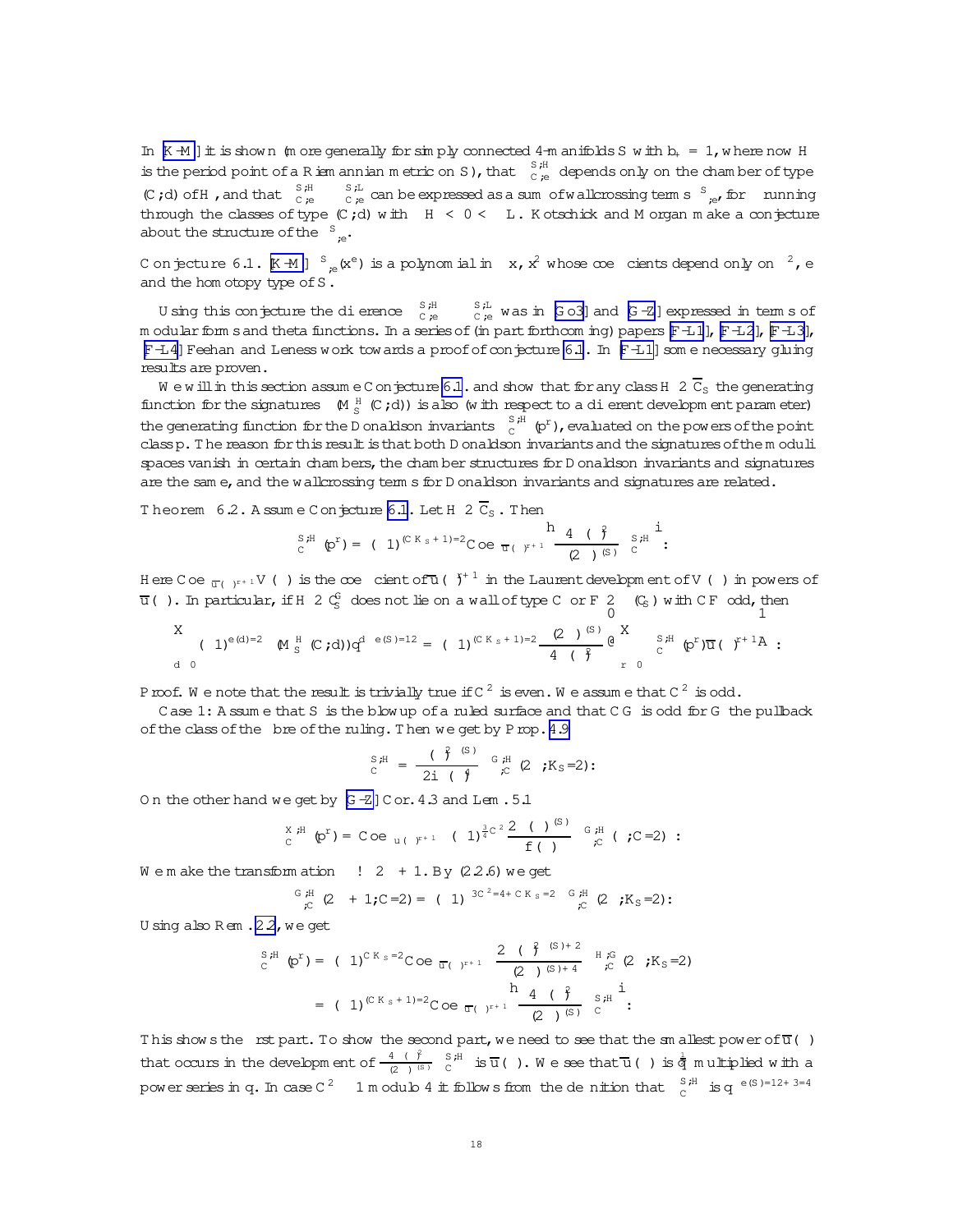In [K-M] it is shown (more generally for simply connected 4-manifolds $S$ with $b_+ = 1$, where now $H$ is the period point of a Riemannian metric on $S$), that $\Phi^{S,H}_{C,e}$ depends only on the chamber of type $(C;d)$ of $H$, and that $\Phi^{S,H}_{C,e} - \Phi^{S,L}_{C,e}$ can be expressed as a sum of wallcrossing terms $\delta^S_{\xi,e}$, for $\xi$ running through the classes of type $(C;d)$ with $\xi H < 0 < \xi L$. Kotschick and Morgan make a conjecture about the structure of the $\delta^S_{\xi,e}$.

**Conjecture 6.1.** [K-M] $\delta^S_{\xi,e}(x^e)$ *is a polynomial in $\xi x$, $x^2$ whose coefficients depend only on $\xi^2$, $e$ and the homotopy type of $S$.*

Using this conjecture the difference $\Phi^{S,H}_{C,e} - \Phi^{S,L}_{C,e}$ was in [Go3] and [G-Z] expressed in terms of modular forms and theta functions. In a series of (in part forthcoming) papers [F-L1], [F-L2], [F-L3], [F-L4] Feehan and Leness work towards a proof of conjecture 6.1. In [F-L1] some necessary gluing results are proven.

We will in this section assume Conjecture 6.1. and show that for any class $H \in \overline{C}_S$ the generating function for the signatures $\sigma(M^H_S(C;d))$ is also (with respect to a different development parameter) the generating function for the Donaldson invariants $\Phi^{S,H}_C(p^r)$, evaluated on the powers of the point class $p$. The reason for this result is that both Donaldson invariants and the signatures of the moduli spaces vanish in certain chambers, the chamber structures for Donaldson invariants and signatures are the same, and the wallcrossing terms for Donaldson invariants and signatures are related.

**Theorem 6.2.** *Assume Conjecture 6.1. Let $H \in \overline{C}_S$. Then*

$$\Phi^{S,H}_C(p^r) = (-1)^{(CK_S+1)/2}\mathrm{Coeff}_{\overline{u}(\tau)^{r+1}}\left[\frac{4\,\theta(\tau)^2}{(2\eta)^{\sigma(S)}}\,\Psi^{S,H}_C\right].$$

*Here $\mathrm{Coeff}_{\overline{u}(\tau)^{r+1}}V(\tau)$ is the coefficient of $\overline{u}(\tau)^{r+1}$ in the Laurent development of $V(\tau)$ in powers of $\overline{u}(\tau)$. In particular, if $H \in C^G_S$ does not lie on a wall of type $C$ or $F \in \Pi_0(C_S)$ with $CF$ odd, then*

$$\sum_{d\geq 0}(-1)^{e(d)/2}\sigma(M^H_S(C;d))q^{d-e(S)/12} = (-1)^{(CK_S+1)/2}\frac{(2\eta)^{\sigma(S)}}{4\,\theta(\tau)^2}\left(\sum_{r\geq 0}\Phi^{S,H}_C(p^r)\overline{u}(\tau)^{r+1}\right).$$

*Proof.* We note that the result is trivially true if $C^2$ is even. We assume that $C^2$ is odd.

Case 1: Assume that $S$ is the blowup of a ruled surface and that $CG$ is odd for $G$ the pullback of the class of the fibre of the ruling. Then we get by Prop. 4.9

$$\Psi^{S,H}_C = \frac{\theta(\tau)^{2}\,\eta^{\sigma(S)}}{2i\,\theta(\tau)^4}\,\Theta^{G,H}_{S,C}(2\tau;K_S/2).$$

On the other hand we get by [G-Z] Cor. 4.3 and Lem. 5.1

$$\Phi^{X,H}_C(p^r) = \mathrm{Coeff}_{u(\tau)^{r+1}}\left((-1)^{\frac{3}{4}C^2}\frac{2\,\theta(\tau)^{\sigma(S)}}{f(\tau)}\,\Theta^{G,H}_{S,C}(\tau;C/2)\right).$$

We make the transformation $\tau \to 2\tau+1$. By (2.2.6) we get

$$\Theta^{G,H}_{S,C}(2\tau+1;C/2) = (-1)^{3C^2/4+CK_S/2}\,\Theta^{G,H}_{S,C}(2\tau;K_S/2).$$

Using also Rem. 2.2, we get

$$\begin{aligned}
\Phi^{S,H}_C(p^r) &= (-1)^{CK_S/2}\mathrm{Coeff}_{\overline{u}(\tau)^{r+1}}\left(\frac{2\,\theta(\tau)^{2\sigma(S)+2}}{(2\eta)^{\sigma(S)+4}}\,\Theta^{H,G}_{S,C}(2\tau;K_S/2)\right)\\
&= (-1)^{(CK_S+1)/2}\mathrm{Coeff}_{\overline{u}(\tau)^{r+1}}\left[\frac{4\,\theta(\tau)^2}{(2\eta)^{\sigma(S)}}\,\Psi^{S,H}_C\right].
\end{aligned}$$

This shows the first part. To show the second part, we need to see that the smallest power of $\overline{u}(\tau)$ that occurs in the development of $\frac{4\,\theta(\tau)^2}{(2\eta)^{\sigma(S)}}\Psi^{S,H}_C$ is $\overline{u}(\tau)$. We see that $\overline{u}(\tau)$ is $q^{\frac{1}{4}}$ multiplied with a power series in $q$. In case $C^2 \equiv 1$ modulo 4 it follows from the definition that $\Psi^{S,H}_C$ is $q^{-e(S)/12+3/4}$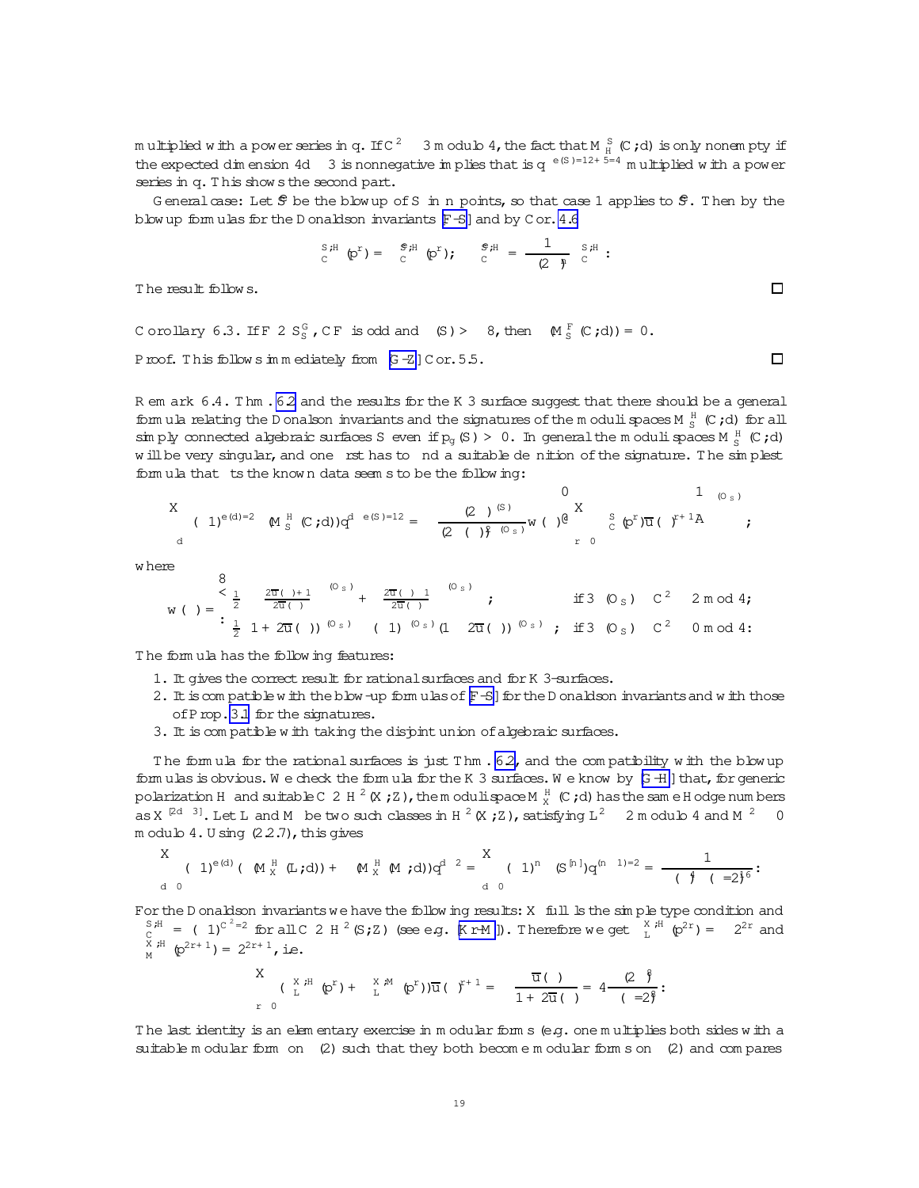multiplied with a power series in $q$. If $C^2 \equiv 3$ modulo 4, the fact that $M^S_H(C;d)$ is only nonempty if the expected dimension $4d-3$ is nonnegative implies that is $q^{-e(S)/12+5/4}$ multiplied with a power series in $q$. This shows the second part.

General case: Let $\widehat{S}$ be the blowup of $S$ in $n$ points, so that case 1 applies to $\widehat{S}$. Then by the blowup formulas for the Donaldson invariants [F-S] and by Cor. 4.6

$$\Phi^{S,H}_C(p^r) = \Phi^{\widehat{S},H}_C(p^r); \qquad \Psi^{\widehat{S},H}_C = \frac{1}{(2\eta)^n}\Psi^{S,H}_C.$$

The result follows. □

Corollary 6.3. If $F \in 2S^G_S$, $CF$ is odd and $\sigma(S) > -8$, then $\sigma(M^F_S(C;d)) = 0$.

Proof. This follows immediately from [G-Z] Cor. 5.5. □

Remark 6.4. Thm. 6.2 and the results for the K3 surface suggest that there should be a general formula relating the Donalson invariants and the signatures of the moduli spaces $M^H_S(C;d)$ for all simply connected algebraic surfaces $S$ even if $p_g(S) > 0$. In general the moduli spaces $M^H_S(C;d)$ will be very singular, and one first has to find a suitable definition of the signature. The simplest formula that fits the known data seems to be the following:

$$\sum_d(-1)^{e(d)/2}\sigma(M^H_S(C;d))q^{d-e(S)/12} = \frac{(2\eta)^{\sigma(S)}}{(2\theta(\tau))^{2\chi(\mathcal{O}_S)}}w(\tau)\left(\sum_{r\ge 0}\Phi^S_C(p^r)\overline{u}(\tau)^{r+1}\right)^{\chi(\mathcal{O}_S)};$$

where

$$w(\tau) = \begin{cases}\frac{1}{2}\left(\left(\frac{2\overline{u}(\tau)+1}{2\overline{u}(\tau)}\right)^{\chi(\mathcal{O}_S)} + \left(\frac{2\overline{u}(\tau)-1}{2\overline{u}(\tau)}\right)^{\chi(\mathcal{O}_S)}\right); & \text{if } 3\chi(\mathcal{O}_S)-C^2\equiv 2 \bmod 4;\\[2mm] \frac{1}{2}\left((1+2\overline{u}(\tau))^{\chi(\mathcal{O}_S)} - (-1)^{\chi(\mathcal{O}_S)}(1-2\overline{u}(\tau))^{\chi(\mathcal{O}_S)}\right); & \text{if } 3\chi(\mathcal{O}_S)-C^2\equiv 0 \bmod 4.\end{cases}$$

The formula has the following features:

1. It gives the correct result for rational surfaces and for K3-surfaces.
2. It is compatible with the blow-up formulas of [F-S] for the Donaldson invariants and with those of Prop. 3.1 for the signatures.
3. It is compatible with taking the disjoint union of algebraic surfaces.

The formula for the rational surfaces is just Thm. 6.2, and the compatibility with the blowup formulas is obvious. We check the formula for the K3 surfaces. We know by [G-H] that, for generic polarization $H$ and suitable $C\in H^2(X;\mathbb{Z})$, the moduli space $M^H_X(C;d)$ has the same Hodge numbers as $X^{[2d-3]}$. Let $L$ and $M$ be two such classes in $H^2(X;\mathbb{Z})$, satisfying $L^2\equiv 2$ modulo 4 and $M^2\equiv 0$ modulo 4. Using (2.2.7), this gives

$$\sum_{d\ge 0}(-1)^{e(d)}(\sigma(M^H_X(L;d))+\sigma(M^H_X(M;d))q^{d-2} = \sum_{d\ge 0}(-1)^n\sigma(S^{[n]})q^{(n-1)/2} = \frac{1}{(\theta_4(\tau/2))^{16}}:$$

For the Donaldson invariants we have the following results: $X$ fulfills the simple type condition and $\Psi^{S,H}_C = (-1)^{C^2/2}$ for all $C\in H^2(S;\mathbb{Z})$ (see e.g. [Kr-M]). Therefore we get $\Phi^{X,H}_L(p^{2r}) = -2^{2r}$ and $\Phi^{X,H}_M(p^{2r+1}) = 2^{2r+1}$, i.e.

$$\sum_{r\ge 0}(\Phi^{X,H}_L(p^r)+\Phi^{X,M}_L(p^r))\overline{u}(\tau)^{r+1} = \frac{\overline{u}(\tau)}{1+2\overline{u}(\tau)} = 4\frac{(2\eta)^8}{\theta(\tau/2)^8}:$$

The last identity is an elementary exercise in modular forms (e.g. one multiplies both sides with a suitable modular form on $\Gamma(2)$ such that they both become modular forms on $\Gamma(2)$ and compares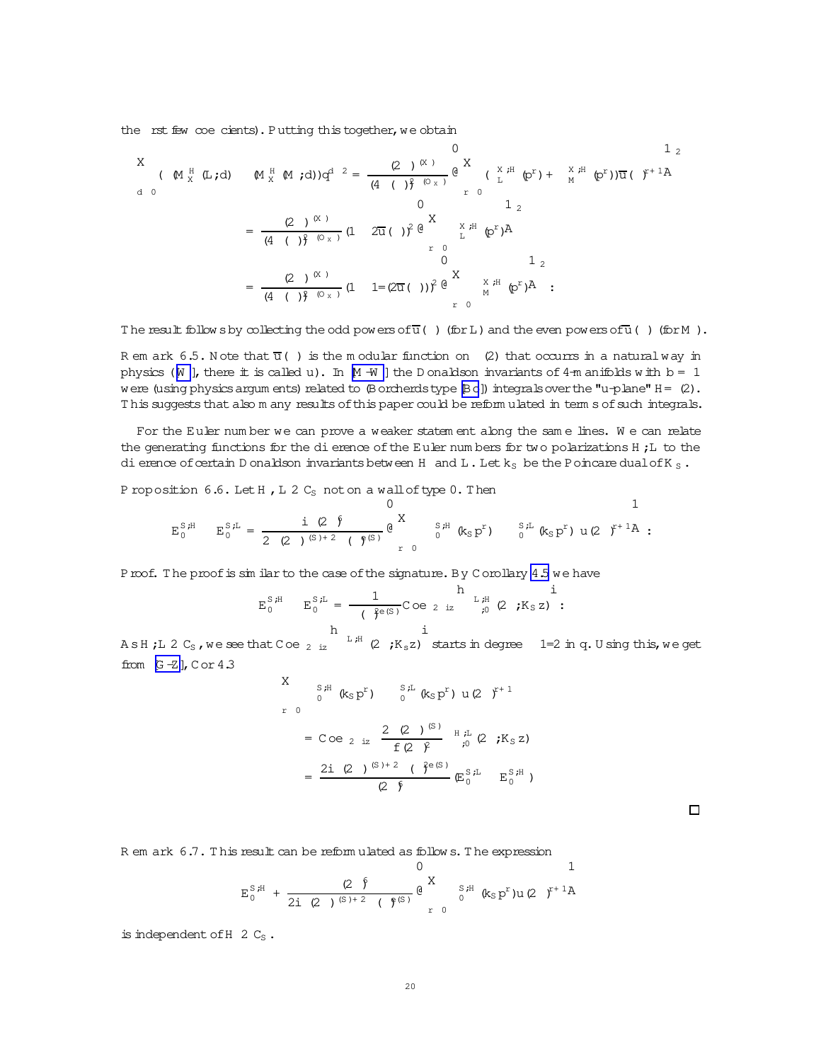the first few coefficients). Putting this together, we obtain

$$\sum_{d\ge 0}\left(\Phi^{H}_{X}(L;d)-\Phi^{H}_{X}(M;d)\right)q^{d-\frac{\chi}{2}} = \frac{(2\pi)^{\sigma(X)}}{(4\,\theta(\tau))^{\sigma(\mathcal{O}_X)}}\left(\sum_{r\ge 0}\left(\Psi^{X,H}_{L}(p^r)+\Psi^{X,H}_{M}(p^r)\right)\overline{u}(\tau)^{r+1}\right)^2$$

$$= \frac{(2\pi)^{\sigma(X)}}{(4\,\theta(\tau))^{\sigma(\mathcal{O}_X)}}\left(1-2\overline{u}(\tau)\right)^2\left(\sum_{r\ge 0}\Psi^{X,H}_{L}(p^r)\right)^2$$

$$= \frac{(2\pi)^{\sigma(X)}}{(4\,\theta(\tau))^{\sigma(\mathcal{O}_X)}}\left(1-1/(2\overline{u}(\tau))\right)^2\left(\sum_{r\ge 0}\Psi^{X,H}_{M}(p^r)\right)^2.$$

The result follows by collecting the odd powers of $\overline{u}(\tau)$ (for $L$) and the even powers of $\overline{u}(\tau)$ (for $M$).

**Remark 6.5.** Note that $\overline{u}(\tau)$ is the modular function on $\Gamma(2)$ that occurs in a natural way in physics ([W], there it is called $u$). In [M-W] the Donaldson invariants of 4-manifolds with $b_+=1$ were (using physics arguments) related to (Borcherds type [Bo]) integrals over the "u-plane" $H=\Gamma(2)$. This suggests that also many results of this paper could be reformulated in terms of such integrals.

For the Euler number we can prove a weaker statement along the same lines. We can relate the generating functions for the difference of the Euler numbers for two polarizations $H,L$ to the difference of certain Donaldson invariants between $H$ and $L$. Let $k_S$ be the Poincaré dual of $K_S$.

**Proposition 6.6.** Let $H$, $L\in C_S$ not on a wall of type 0. Then

$$E^{S,H}_0-E^{S,L}_0=\frac{i\,(2\pi)^5}{2\,(2\pi)^{\sigma(S)+2}\,(\theta)^{e(S)}}\left(\sum_{r\ge 0}\left(\Phi^{S,H}_{0}(k_S p^r)-\Phi^{S,L}_{0}(k_S p^r)\right)u(2\tau)^{r+1}\right).$$

*Proof.* The proof is similar to the case of the signature. By Corollary 4.5 we have

$$E^{S,H}_0-E^{S,L}_0=\frac{1}{(\theta)^{2e(S)}}\mathrm{Coeff}_{2\pi i z}\left[\Delta^{L,H}_{;0}(2\tau;K_S z)\right].$$

As $H,L\in C_S$, we see that $\mathrm{Coeff}_{2\pi i z}\left[\Delta^{L,H}(2\tau;K_S z)\right]$ starts in degree $-1/2$ in $q$. Using this, we get from [G-Z], Cor 4.3

$$\sum_{r\ge 0}\left(\Phi^{S,H}_{0}(k_S p^r)-\Phi^{S,L}_{0}(k_S p^r)\right)u(2\tau)^{r+1}$$

$$=\mathrm{Coeff}_{2\pi i z}\left[\frac{2\,(2\pi)^{\sigma(S)}}{f(2\tau)^2}\Delta^{H,L}_{;0}(2\tau;K_S z)\right]$$

$$=\frac{2i\,(2\pi)^{\sigma(S)+2}\,(\theta)^{2e(S)}}{(2\pi)^5}\left(E^{S,L}_0-E^{S,H}_0\right)$$

□

**Remark 6.7.** This result can be reformulated as follows. The expression

$$E^{S,H}_0+\frac{(2\pi)^5}{2i\,(2\pi)^{\sigma(S)+2}\,(\theta)^{e(S)}}\left(\sum_{r\ge 0}\Phi^{S,H}_{0}(k_S p^r)u(2\tau)^{r+1}\right)$$

is independent of $H\in C_S$.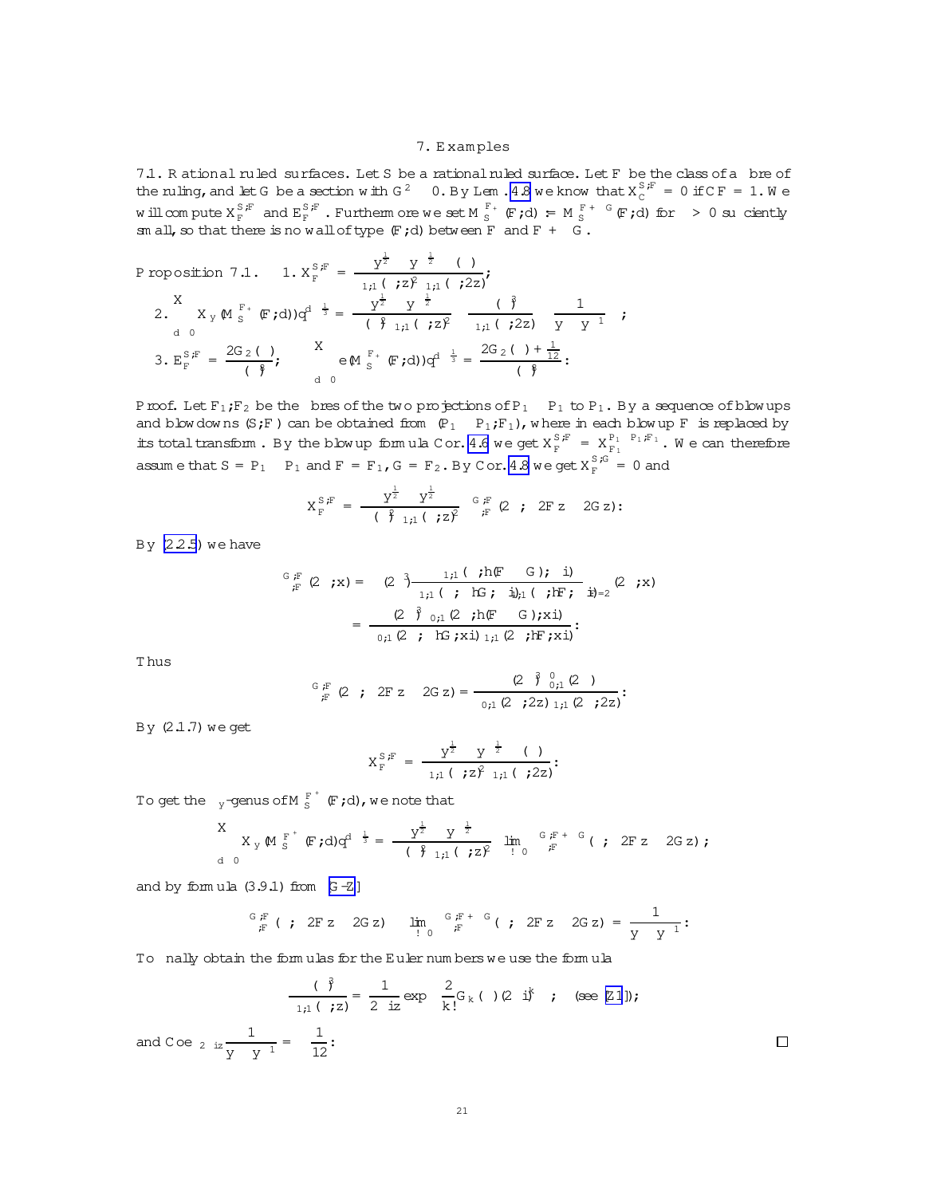## 7. Examples

7.1. **Rational ruled surfaces.** Let $S$ be a rational ruled surface. Let $F$ be the class of a fibre of the ruling, and let $G$ be a section with $G^2 \le 0$. By Lem. 4.8 we know that $\mathcal{X}_C^{S,F} = 0$ if $CF = 1$. We will compute $\mathcal{X}_F^{S,F}$ and $\mathcal{E}_F^{S,F}$. Furthermore we set $M_S^{F_+}(F;d) := M_S^{F+\epsilon G}(F;d)$ for $\epsilon > 0$ sufficiently small, so that there is no wall of type $(F;d)$ between $F$ and $F+\epsilon G$.

**Proposition 7.1.** 1. $\mathcal{X}_F^{S,F} = \dfrac{y^{\frac{1}{2}} - y^{-\frac{1}{2}}\,\tilde\eta(\tau)}{\tilde\theta_{1,1}(\tau;z)^2\,\tilde\theta_{1,1}(\tau;2z)}$;

2. $\displaystyle\sum_{d\ge 0}\chi_{-y}(M_S^{F_+}(F;d))q^{d-\frac{1}{3}} = \frac{y^{\frac{1}{2}} - y^{-\frac{1}{2}}}{\tilde\eta(\tau)^2\,\tilde\theta_{1,1}(\tau;z)^2}\left(\frac{\tilde\eta(\tau)^3}{\tilde\theta_{1,1}(\tau;2z)} - \frac{1}{y-y^{-1}}\right)$;

3. $\mathcal{E}_F^{S,F} = \dfrac{2G_2(\tau)}{\eta(\tau)^8}$; $\quad\displaystyle\sum_{d\ge 0}e(M_S^{F_+}(F;d))q^{d-\frac{1}{3}} = \frac{2G_2(\tau)+\frac{1}{12}}{\eta(\tau)^8}$.

*Proof.* Let $F_1, F_2$ be the fibres of the two projections of $\mathbb{P}_1\times\mathbb{P}_1$ to $\mathbb{P}_1$. By a sequence of blowups and blowdowns $(S,F)$ can be obtained from $(\mathbb{P}_1\times\mathbb{P}_1, F_1)$, where in each blowup $F$ is replaced by its total transform. By the blowup formula Cor. 4.6 we get $\mathcal{X}_F^{S,F} = \mathcal{X}_{F_1}^{\mathbb{P}_1\times\mathbb{P}_1,F_1}$. We can therefore assume that $S=\mathbb{P}_1\times\mathbb{P}_1$ and $F=F_1$, $G=F_2$. By Cor. 4.8 we get $\mathcal{X}_F^{S,G}=0$ and

$$\mathcal{X}_F^{S,F} = \frac{y^{\frac{1}{2}} - y^{\frac{1}{2}}}{\tilde\eta(\tau)^2\,\tilde\theta_{1,1}(\tau;z)^2}\,\Theta_{\Gamma,F}^{G,F}(2\tau;-2Fz-2Gz).$$

By (2.2.5) we have

$$\Theta_{\Gamma,F}^{G,F}(2\tau;x) = (2\pi)^3\frac{\theta_{1,1}(\tau;\langle F-G\rangle;\, i)}{\theta_{1,1}(\tau;\langle G;\, i\rangle)\,\theta_{1,1}(\tau;\langle F;\, i\rangle)}\Big|_{\tau=2\tau}(2\tau;x)$$
$$=\frac{(2\pi)^3\,\theta_{0,1}(2\tau;\langle F-G\rangle;xi)}{\theta_{0,1}(2\tau;\langle G;xi\rangle)\,\theta_{1,1}(2\tau;\langle F;xi\rangle)}.$$

Thus

$$\Theta_{\Gamma,F}^{G,F}(2\tau;-2Fz-2Gz) = \frac{(2\pi)^3\,\theta_{0,1}^{0}(2\tau)}{\theta_{0,1}(2\tau;2z)\,\theta_{1,1}(2\tau;2z)}.$$

By (2.1.7) we get

$$\mathcal{X}_F^{S,F} = \frac{y^{\frac{1}{2}} - y^{-\frac{1}{2}}\,\tilde\eta(\tau)}{\tilde\theta_{1,1}(\tau;z)^2\,\tilde\theta_{1,1}(\tau;2z)}.$$

To get the $\chi_y$-genus of $M_S^{F_+}(F;d)$, we note that

$$\sum_{d\ge 0}\chi_{-y}(M_S^{F_+}(F;d))q^{d-\frac{1}{3}} = \frac{y^{\frac{1}{2}} - y^{-\frac{1}{2}}}{\tilde\eta(\tau)^2\,\tilde\theta_{1,1}(\tau;z)^2}\lim_{\epsilon\to 0}\Theta_{\Gamma,F}^{G,F+\epsilon G}(\tau;-2Fz-2Gz);$$

and by formula (3.9.1) from [G-Z]

$$\Theta_{\Gamma,F}^{G,F}(\tau;-2Fz-2Gz) - \lim_{\epsilon\to 0}\Theta_{\Gamma,F}^{G,F+\epsilon G}(\tau;-2Fz-2Gz) = \frac{1}{y-y^{-1}}.$$

To finally obtain the formulas for the Euler numbers we use the formula

$$\frac{\tilde\eta(\tau)^3}{\tilde\theta_{1,1}(\tau;z)} = \frac{1}{2\pi iz}\exp\left(\sum\frac{2}{k!}G_k(\tau)(2\pi iz)^k\right);\quad\text{(see [Z1])};$$

and $\mathrm{Coeff}_{2\pi iz}\dfrac{1}{y-y^{-1}} = -\dfrac{1}{12}$. $\square$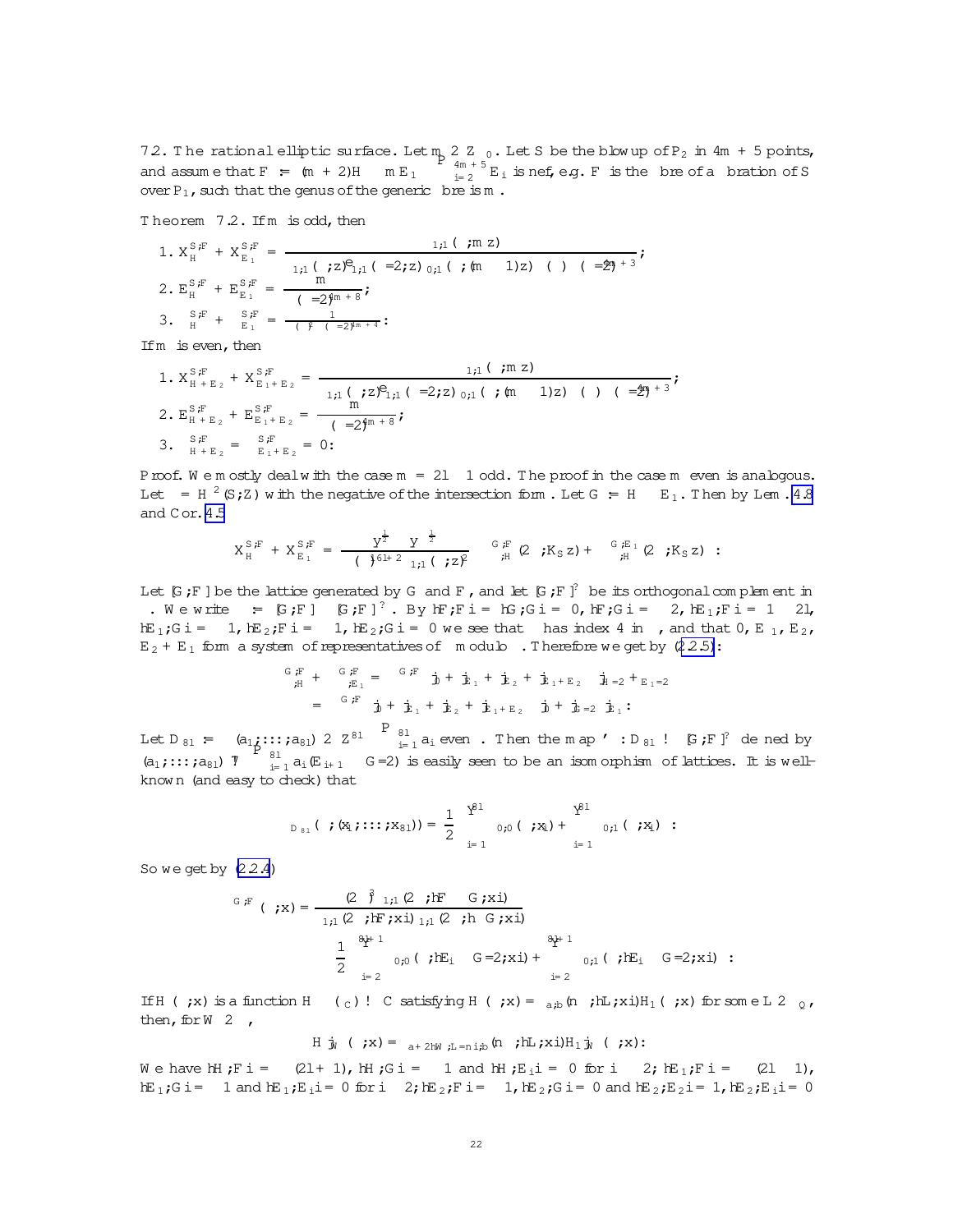7.2. **The rational elliptic surface.** Let $m \in \mathbb{Z}_{\ge 0}$. Let $S$ be the blowup of $\mathbb{P}_2$ in $4m+5$ points, and assume that $F := (m+2)H - mE_1 - \sum_{i=2}^{4m+5} E_i$ is nef, e.g. $F$ is the fibre of a fibration of $S$ over $\mathbb{P}_1$, such that the genus of the generic fibre is $m$.

**Theorem 7.2.** If $m$ is odd, then

1. $X_H^{S,F} + X_{E_1}^{S,F} = \dfrac{\theta_{1,1}(\tau, mz)}{\theta_{1,1}(\tau,z)\widetilde{\theta}_{1,1}(\tau/2,z)\theta_{0,1}(\tau,(m-1)z)\eta(\tau)\eta(\tau/2)^{4m+3}}$;
2. $E_H^{S,F} + E_{E_1}^{S,F} = \dfrac{m}{\eta(\tau/2)^{4m+8}}$;
3. $\Psi_H^{S,F} + \Psi_{E_1}^{S,F} = \dfrac{1}{\eta(\tau)^2\eta(\tau/2)^{4m+4}}$.

If $m$ is even, then

1. $X_{H+E_2}^{S,F} + X_{E_1+E_2}^{S,F} = \dfrac{\theta_{1,1}(\tau, mz)}{\theta_{1,1}(\tau,z)\widetilde{\theta}_{1,1}(\tau/2,z)\theta_{0,1}(\tau,(m-1)z)\eta(\tau)\eta(\tau/2)^{4m+3}}$;
2. $E_{H+E_2}^{S,F} + E_{E_1+E_2}^{S,F} = \dfrac{m}{\eta(\tau/2)^{4m+8}}$;
3. $\Psi_{H+E_2}^{S,F} = \Psi_{E_1+E_2}^{S,F} = 0$.

*Proof.* We mostly deal with the case $m = 2l-1$ odd. The proof in the case $m$ even is analogous. Let $\Gamma = H^2(S,\mathbb{Z})$ with the negative of the intersection form. Let $G := H - E_1$. Then by Lem. 4.8 and Cor. 4.5

$$X_H^{S,F} + X_{E_1}^{S,F} = \frac{y^{\frac12} - y^{-\frac12}}{\eta(\tau)^{16l+2}\theta_{1,1}(\tau,z)^2}\left(\Theta^{G,F}_{\Gamma,H}(2\tau, K_S z) + \Theta^{G,F_{E_1}}_{\Gamma,H}(2\tau, K_S z)\right).$$

Let $[G,F]$ be the lattice generated by $G$ and $F$, and let $[G,F]^\perp$ be its orthogonal complement in $\Gamma$. We write $\Gamma_0 := [G,F] \oplus [G,F]^\perp$. By $\langle F,F\rangle = \langle G,G\rangle = 0$, $\langle F,G\rangle = -2$, $\langle E_1,F\rangle = 1-2l$, $\langle E_1,G\rangle = -1$, $\langle E_2,F\rangle = -1$, $\langle E_2,G\rangle = 0$ we see that $\Gamma_0$ has index 4 in $\Gamma$, and that $0, E_1, E_2, E_2+E_1$ form a system of representatives of $\Gamma$ modulo $\Gamma_0$. Therefore we get by (2.2.5):

$$\begin{aligned}
\Theta^{G,F}_{\Gamma,H} + \Theta^{G,F}_{\Gamma,E_1} &= \Theta^{G,F}_{\Gamma_0}\Big(|_0 + |_{E_1} + |_{E_2} + |_{E_1+E_2}\Big)\Big(|_{H/2} + |_{E_1/2}\Big)\\
&= \Theta^{G,F}_{\Gamma_0}\Big(|_0 + |_{E_1} + |_{E_2} + |_{E_1+E_2}\Big)\Big(|_0 + |_{G/2}\Big)|_{E_1}.
\end{aligned}$$

Let $D_{8l} := \left\{(a_1,\ldots,a_{8l}) \in \mathbb{Z}^{8l} \;\middle|\; \sum_{i=1}^{8l} a_i \text{ even}\right\}$. Then the map $\varphi : D_{8l} \to [G,F]^\perp$ defined by $(a_1,\ldots,a_{8l}) \mapsto \sum_{i=1}^{8l} a_i(E_{i+1} - G/2)$ is easily seen to be an isomorphism of lattices. It is well-known (and easy to check) that

$$\Theta_{D_{8l}}(\tau,(x_1,\ldots,x_{8l})) = \frac12\left(\prod_{i=1}^{8l}\theta_{0,0}(\tau,x_i) + \prod_{i=1}^{8l}\theta_{0,1}(\tau,x_i)\right).$$

So we get by (2.2.4)

$$\Theta^{G,F}_{\Gamma_0}(\tau,x) = \frac{\eta(2\tau)^3\theta_{1,1}(2\tau,\langle F-G,x\rangle)}{\theta_{1,1}(2\tau,\langle F,x\rangle)\theta_{1,1}(2\tau,\langle G,x\rangle)} \cdot \frac12\left(\prod_{i=2}^{8l+1}\theta_{0,0}(\tau,\langle E_i - G/2,x\rangle) + \prod_{i=2}^{8l+1}\theta_{0,1}(\tau,\langle E_i - G/2,x\rangle)\right).$$

If $H(\tau,x)$ is a function $H : \mathcal{H}\times(\Gamma_{\mathbb{C}}) \to \mathbb{C}$ satisfying $H(\tau,x) = \theta_{a,b}(n\tau,\langle L,x\rangle)H_1(\tau,x)$ for some $L \in \Gamma_{\mathbb{Q}}$, then, for $W \in \Gamma$,

$$H|_W(\tau,x) = \theta_{a+2\langle W,L\rangle,b}(n\tau,\langle L,x\rangle)H_1|_W(\tau,x).$$

We have $\langle H,F\rangle = -(2l+1)$, $\langle H,G\rangle = -1$ and $\langle H,E_i\rangle = 0$ for $i \ge 2$; $\langle E_1,F\rangle = -(2l-1)$, $\langle E_1,G\rangle = -1$ and $\langle E_1,E_i\rangle = 0$ for $i \ge 2$; $\langle E_2,F\rangle = -1$, $\langle E_2,G\rangle = 0$ and $\langle E_2,E_2\rangle = 1$, $\langle E_2,E_i\rangle = 0$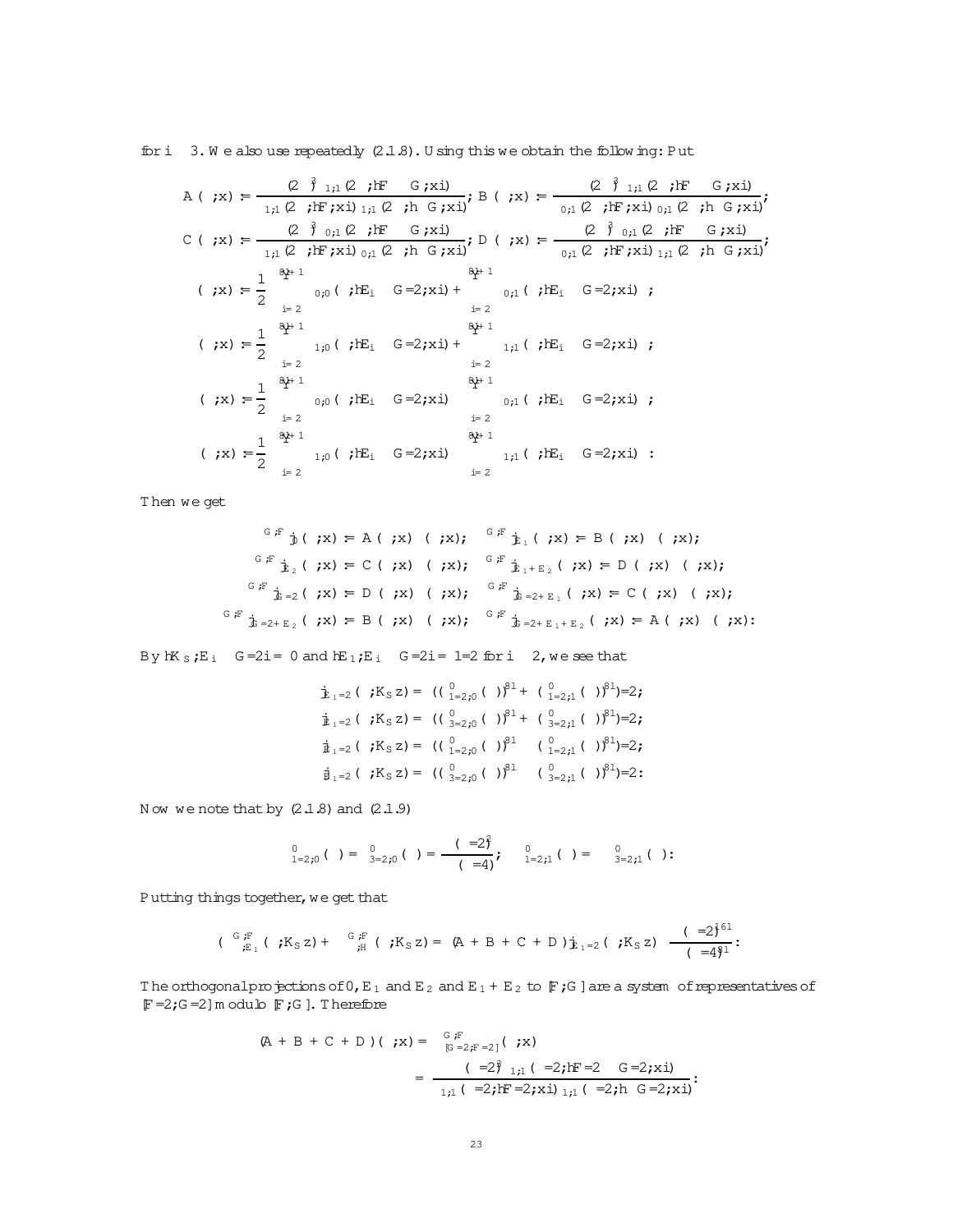for $i \geq 3$. We also use repeatedly (2.1.8). Using this we obtain the following: Put

$$A(\ ;x) := \frac{(2\ )^{3}\ _{1;1}(2\ ;hF\ \ G;xi)}{_{1;1}(2\ ;hF;xi)\ _{1;1}(2\ ;h\ G;xi)};\ B(\ ;x) := \frac{(2\ )^{3}\ _{1;1}(2\ ;hF\ \ G;xi)}{_{0;1}(2\ ;hF;xi)\ _{0;1}(2\ ;h\ G;xi)};$$

$$C(\ ;x) := \frac{(2\ )^{3}\ _{0;1}(2\ ;hF\ \ G;xi)}{_{1;1}(2\ ;hF;xi)\ _{0;1}(2\ ;h\ G;xi)};\ D(\ ;x) := \frac{(2\ )^{3}\ _{0;1}(2\ ;hF\ \ G;xi)}{_{0;1}(2\ ;hF;xi)\ _{1;1}(2\ ;h\ G;xi)};$$

$$(\ ;x) := \frac{1}{2}\left(\prod_{i=2}^{8g+1}\ _{0;0}(\ ;hE_i\ \ G=2;xi) + \prod_{i=2}^{8g+1}\ _{0;1}(\ ;hE_i\ \ G=2;xi)\right);$$

$$(\ ;x) := \frac{1}{2}\left(\prod_{i=2}^{8g+1}\ _{1;0}(\ ;hE_i\ \ G=2;xi) + \prod_{i=2}^{8g+1}\ _{1;1}(\ ;hE_i\ \ G=2;xi)\right);$$

$$(\ ;x) := \frac{1}{2}\left(\prod_{i=2}^{8g+1}\ _{0;0}(\ ;hE_i\ \ G=2;xi) - \prod_{i=2}^{8g+1}\ _{0;1}(\ ;hE_i\ \ G=2;xi)\right);$$

$$(\ ;x) := \frac{1}{2}\left(\prod_{i=2}^{8g+1}\ _{1;0}(\ ;hE_i\ \ G=2;xi) - \prod_{i=2}^{8g+1}\ _{1;1}(\ ;hE_i\ \ G=2;xi)\right):$$

Then we get

$$^{G;F}\ _{0}(\ ;x) = A(\ ;x)\ (\ ;x);\quad ^{G;F}\ _{E_1}(\ ;x) = B(\ ;x)\ (\ ;x);$$

$$^{G;F}\ _{E_2}(\ ;x) = C(\ ;x)\ (\ ;x);\quad ^{G;F}\ _{E_1+E_2}(\ ;x) = D(\ ;x)\ (\ ;x);$$

$$^{G;F}\ _{G=2}(\ ;x) = D(\ ;x)\ (\ ;x);\quad ^{G;F}\ _{G=2+E_1}(\ ;x) = C(\ ;x)\ (\ ;x);$$

$$^{G;F}\ _{G=2+E_2}(\ ;x) = B(\ ;x)\ (\ ;x);\quad ^{G;F}\ _{G=2+E_1+E_2}(\ ;x) = A(\ ;x)\ (\ ;x):$$

By $hK_S;E_i\ \ G=2i = 0$ and $hE_1;E_i\ \ G=2i = 1=2$ for $i \geq 2$, we see that

$$_{E_1=2}(\ ;K_S z) = ((\ ^{0}_{1=2;0}(\ ))^{81} + (\ ^{0}_{1=2;1}(\ ))^{81})=2;$$

$$_{E_1=2}(\ ;K_S z) = ((\ ^{0}_{3=2;0}(\ ))^{81} + (\ ^{0}_{3=2;1}(\ ))^{81})=2;$$

$$_{E_1=2}(\ ;K_S z) = ((\ ^{0}_{1=2;0}(\ ))^{81} - (\ ^{0}_{1=2;1}(\ ))^{81})=2;$$

$$_{E_1=2}(\ ;K_S z) = ((\ ^{0}_{3=2;0}(\ ))^{81} - (\ ^{0}_{3=2;1}(\ ))^{81})=2:$$

Now we note that by (2.1.8) and (2.1.9)

$$^{0}_{1=2;0}(\ ) = \ ^{0}_{3=2;0}(\ ) = \frac{(\ =2)^{2}}{(\ =4)};\quad ^{0}_{1=2;1}(\ ) = -\ ^{0}_{3=2;1}(\ ):$$

Putting things together, we get that

$$(\ ^{G;F}_{;E_1}(\ ;K_S z) + \ ^{G;F}_{;H}(\ ;K_S z) = (A + B + C + D)\ _{E_1=2}(\ ;K_S z)\ \frac{(\ =2)^{161}}{(\ =4)^{81}}:$$

The orthogonal projections of $0, E_1$ and $E_2$ and $E_1 + E_2$ to $[F;G]$ are a system of representatives of $[F=2;G=2]$ modulo $[F;G]$. Therefore

$$(A + B + C + D)(\ ;x) = \ ^{G;F}_{[G=2;F=2]}(\ ;x)$$

$$= \frac{(\ =2)^{3}\ _{1;1}(\ =2;hF=2\ \ G=2;xi)}{_{1;1}(\ =2;hF=2;xi)\ _{1;1}(\ =2;h\ G=2;xi)}:$$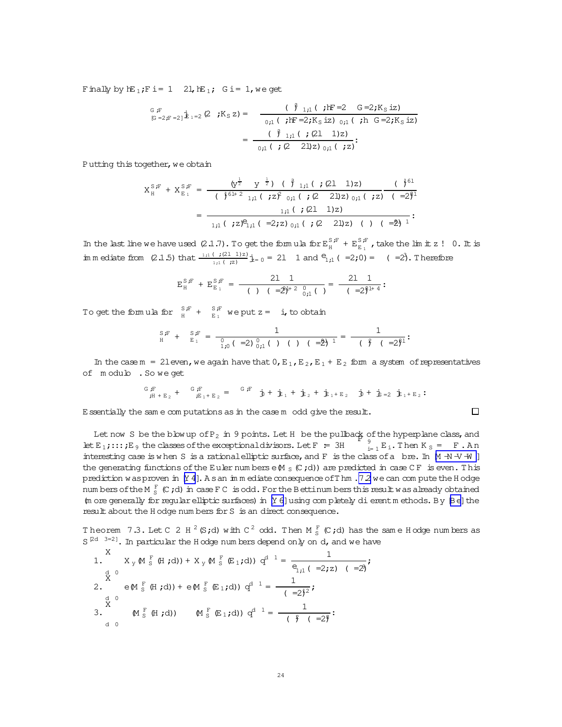Finally by $\langle E_1, F\rangle = 1-2l$, $\langle E_1, G\rangle = 1$, we get

$$\Theta^{G,F}_{[G/2,F/2]}\Big|_{E_1/2}(2\tau; K_S z) = \frac{(-\eta(\tau))^3\,\theta_{1,1}(\tau;\langle F/2-G/2, K_S\rangle z)}{\theta_{0,1}(\tau;\langle F/2, K_S\rangle z)\,\theta_{0,1}(\tau;\langle G/2, K_S\rangle z)}$$

$$= \frac{(-\eta(\tau))^3\,\theta_{1,1}(\tau;(2l-1)z)}{\theta_{0,1}(\tau;(2-2l)z)\,\theta_{0,1}(\tau;z)}.$$

Putting this together, we obtain

$$X^{S,F}_{H} + X^{S,F}_{E_1} = \frac{(y^{\frac12}-y^{-\frac12})\,(-\eta(\tau))^3\,\theta_{1,1}(\tau;(2l-1)z)}{\eta(\tau)^{16l+2}\,\theta_{1,1}(\tau;z)^2\,\theta_{0,1}(\tau;(2-2l)z)\,\theta_{0,1}(\tau;z)}\,\frac{\eta(\tau)^{16l}}{\eta(\tau/2)^{8l}}$$

$$= \frac{\theta_{1,1}(\tau;(2l-1)z)}{\theta_{1,1}(\tau;z)\,\widetilde\theta_{1,1}(\tau/2;z)\,\theta_{0,1}(\tau;(2-2l)z)\,\eta(\tau)\,\eta(\tau/2)^{8l-1}}.$$

In the last line we have used (2.1.7). To get the formula for $E^{S,F}_H + E^{S,F}_{E_1}$, take the limit $z\to 0$. It is immediate from (2.1.5) that $\frac{\theta_{1,1}(\tau;(2l-1)z)}{\theta_{1,1}(\tau;z)}\big|_{z=0} = 2l-1$ and $\widetilde\theta_{1,1}(\tau/2;0) = \eta(\tau/2)^3$. Therefore

$$E^{S,F}_H + E^{S,F}_{E_1} = \frac{2l-1}{\eta(\tau)\,\eta(\tau/2)^{8l+2}\,\theta^0_{0,1}(\tau)} = \frac{2l-1}{\eta(\tau/2)^{8l+4}}.$$

To get the formula for $\sigma^{S,F}_H + \sigma^{S,F}_{E_1}$ we put $z = \pi i$, to obtain

$$\sigma^{S,F}_H + \sigma^{S,F}_{E_1} = \frac{1}{\theta^0_{1,0}(\tau/2)\,\theta^0_{0,1}(\tau)\,\eta(\tau)\,\eta(\tau/2)^{8l-1}} = \frac{1}{\eta(\tau)^2\,\eta(\tau/2)^{8l}}.$$

In the case $m = 2l$ even, we again have that $0, E_1, E_2, E_1+E_2$ form a system of representatives of $\Lambda$ modulo $\Lambda$. So we get

$$\Psi^{G,F}_{;H+E_2} + \Psi^{G,F}_{;E_1+E_2} = \Psi^{G,F}\Big|_0 + \Big|_{E_1} + \Big|_{E_2} + \Big|_{E_1+E_2} - \Big(\Big|_0 + \Big|_{G/2}\Big)\Big|_{E_1+E_2}.$$

Essentially the same computations as in the case $m$ odd give the result. $\square$

Let now $S$ be the blowup of $\mathbb{P}_2$ in 9 points. Let $H$ be the pullback of the hyperplane class, and let $E_1,\ldots,E_9$ the classes of the exceptional divisors. Let $F := 3H - \sum_{i=1}^9 E_i$. Then $K_S = -F$. An interesting case is when $S$ is a rational elliptic surface, and $F$ is the class of a fibre. In [M-N-V-W] the generating functions of the Euler numbers $e(M_S(C,d))$ are predicted in case $CF$ is even. This prediction was proven in [Y4]. As an immediate consequence of Thm. 7.2 we can compute the Hodge numbers of the $M^F_S(C,d)$ in case $FC$ is odd. For the Betti numbers this result was already obtained (more generally for regular elliptic surfaces) in [Y6] using completely different methods. By [Be] the result about the Hodge numbers for $S$ is an direct consequence.

**Theorem 7.3.** *Let $C\in H^2(S,\mathbb{Z})$ with $C^2$ odd. Then $M^F_S(C,d)$ has the same Hodge numbers as $S^{[2d-3/2]}$. In particular the Hodge numbers depend only on $d$, and we have*

1. $\displaystyle\sum_{d\ge 0}\left(X_y(M^F_S(H,d)) + X_y(M^F_S(E_1,d))\right)q^{d-1} = \frac{1}{\widetilde\theta_{1,1}(\tau/2;z)\,\eta(\tau/2)^9};$
2. $\displaystyle\sum_{d\ge 0}\left(e(M^F_S(H,d)) + e(M^F_S(E_1,d))\right)q^{d-1} = \frac{1}{\eta(\tau/2)^{12}};$
3. $\displaystyle\sum_{d\ge 0}\left(\sigma(M^F_S(H,d)) + \sigma(M^F_S(E_1,d))\right)q^{d-1} = \frac{1}{\eta(\tau)^2\,\eta(\tau/2)^8}.$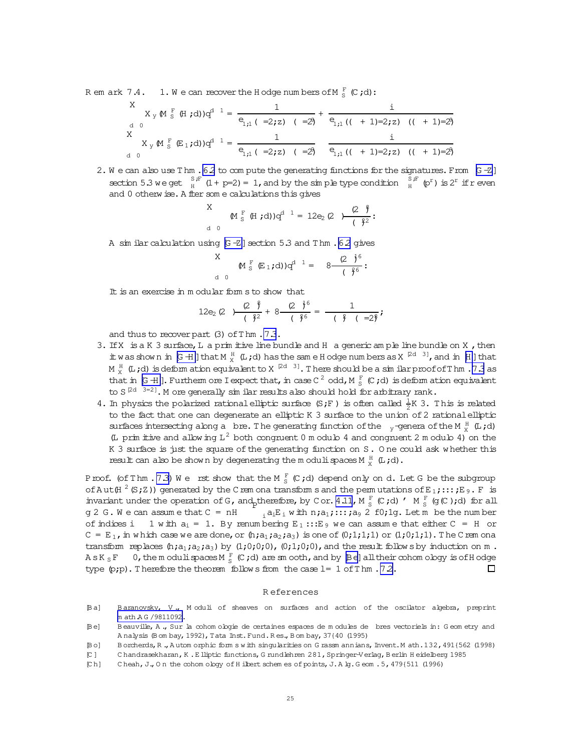**Remark 7.4.** 1. We can recover the Hodge numbers of $M_S^F(C;d)$:

$$\sum_{d\geq 0} \mathcal{X}_y(M_S^F(H;d))q^{d-1} = \frac{1}{\phi_{-1,1}(\tau/2;z)\,\eta(\tau/2)^{24}} + \frac{i}{\phi_{-1,1}((\tau+1)/2;z)\,\eta((\tau+1)/2)^{24}}$$

$$\sum_{d\geq 0} \mathcal{X}_y(M_S^F(E_1;d))q^{d-1} = \frac{1}{\phi_{-1,1}(\tau/2;z)\,\eta(\tau/2)^{24}} - \frac{i}{\phi_{-1,1}((\tau+1)/2;z)\,\eta((\tau+1)/2)^{24}}$$

2. We can also use Thm. 6.2 to compute the generating functions for the signatures. From [G-Z] section 5.3 we get $\Phi_H^{S,F}(1+p/2) = 1$, and by the simple type condition $\Phi_H^{S,F}(p^r)$ is $2^r$ if $r$ even and 0 otherwise. After some calculations this gives

$$\sum_{d\geq 0} \sigma(M_S^F(H;d))q^{d-1} = 12e_2(2\tau)\frac{\eta(2\tau)^8}{\eta(\tau)^{32}}.$$

A similar calculation using [G-Z] section 5.3 and Thm. 6.2 gives

$$\sum_{d\geq 0} \sigma(M_S^F(E_1;d))q^{d-1} = -8\frac{\eta(2\tau)^{16}}{\eta(\tau)^{36}}.$$

It is an exercise in modular forms to show that

$$12e_2(2\tau)\frac{\eta(2\tau)^8}{\eta(\tau)^{32}} + 8\frac{\eta(2\tau)^{16}}{\eta(\tau)^{36}} = \frac{1}{\eta(\tau)^8\,\eta(\tau/2)^{8}},$$

and thus to recover part (3) of Thm. 7.3.

3. If $X$ is a K3 surface, $L$ a primitive line bundle and $H$ a generic ample line bundle on $X$, then it was shown in [G-H] that $M_X^H(L;d)$ has the same Hodge numbers as $X^{[2d-3]}$, and in [H] that $M_X^H(L;d)$ is deformation equivalent to $X^{[2d-3]}$. There should be a similar proof of Thm. 7.3 as that in [G-H]. Furthermore I expect that, in case $C^2$ odd, $M_S^F(C;d)$ is deformation equivalent to $S^{[2d-3=2]}$. More generally similar results also should hold for arbitrary rank.

4. In physics the polarized rational elliptic surface $(S;F)$ is often called $\frac{1}{2}K3$. This is related to the fact that one can degenerate an elliptic K3 surface to the union of 2 rational elliptic surfaces intersecting along a fibre. The generating function of the $\mathcal{X}_y$-genera of the $M_X^H(L;d)$ ($L$ primitive and allowing $L^2$ both congruent 0 modulo 4 and congruent 2 modulo 4) on the K3 surface is just the square of the generating function on $S$. One could ask whether this result can also be shown by degenerating the moduli spaces $M_X^H(L;d)$.

*Proof.* (of Thm. 7.3) We first show that the $M_S^F(C;d)$ depend only on $d$. Let $G$ be the subgroup of $\mathrm{Aut}(H^2(S;\mathbb{Z}))$ generated by the Cremona transforms and the permutations of $E_1;\ldots;E_9$. $F$ is invariant under the operation of $G$, and therefore, by Cor. 4.11, $M_S^F(C;d) \simeq M_S^F(g(C);d)$ for all $g\in G$. We can assume that $C = nH - \sum_i a_iE_i$ with $n;a_1;\ldots;a_9 \in \{0;1\}$. Let $m$ be the number of indices $i\geq 1$ with $a_i = 1$. By renumbering $E_1 \ldots E_9$ we can assume that either $C = H$ or $C = E_1$, in which case we are done, or $(h;a_1;a_2;a_3)$ is one of $(0;1;1;1)$ or $(1;0;1;1)$. The Cremona transform replaces $(h;a_1;a_2;a_3)$ by $(1;0;0;0)$, $(0;1;0;0)$, and the result follows by induction on $m$. As $K_S F < 0$, the moduli spaces $M_S^F(C;d)$ are smooth, and by [Be] all their cohomology is of Hodge type $(p;p)$. Therefore the theorem follows from the case $l = 1$ of Thm. 7.2. □

## References

[Ba] Baranovsky, V., Moduli of sheaves on surfaces and action of the oscilator algebra, preprint math.AG/9811092.

[Be] Beauville, A., Sur la cohomologie de certaines espaces de modules de fibres vectoriels in: Geometry and Analysis (Bombay, 1992), Tata Inst. Fund. Res., Bombay, 37–40 (1995)

[Bo] Borcherds, R., Automorphic forms with singularities on Grassmannians, Invent. Math. 132, 491–562 (1998)

[C] Chandrasekharan, K. Elliptic functions, Grundlehren 281, Springer-Verlag, Berlin Heidelberg 1985

[Ch] Cheah, J., On the cohomology of Hilbert schemes of points, J. Alg. Geom. 5, 479–511 (1996)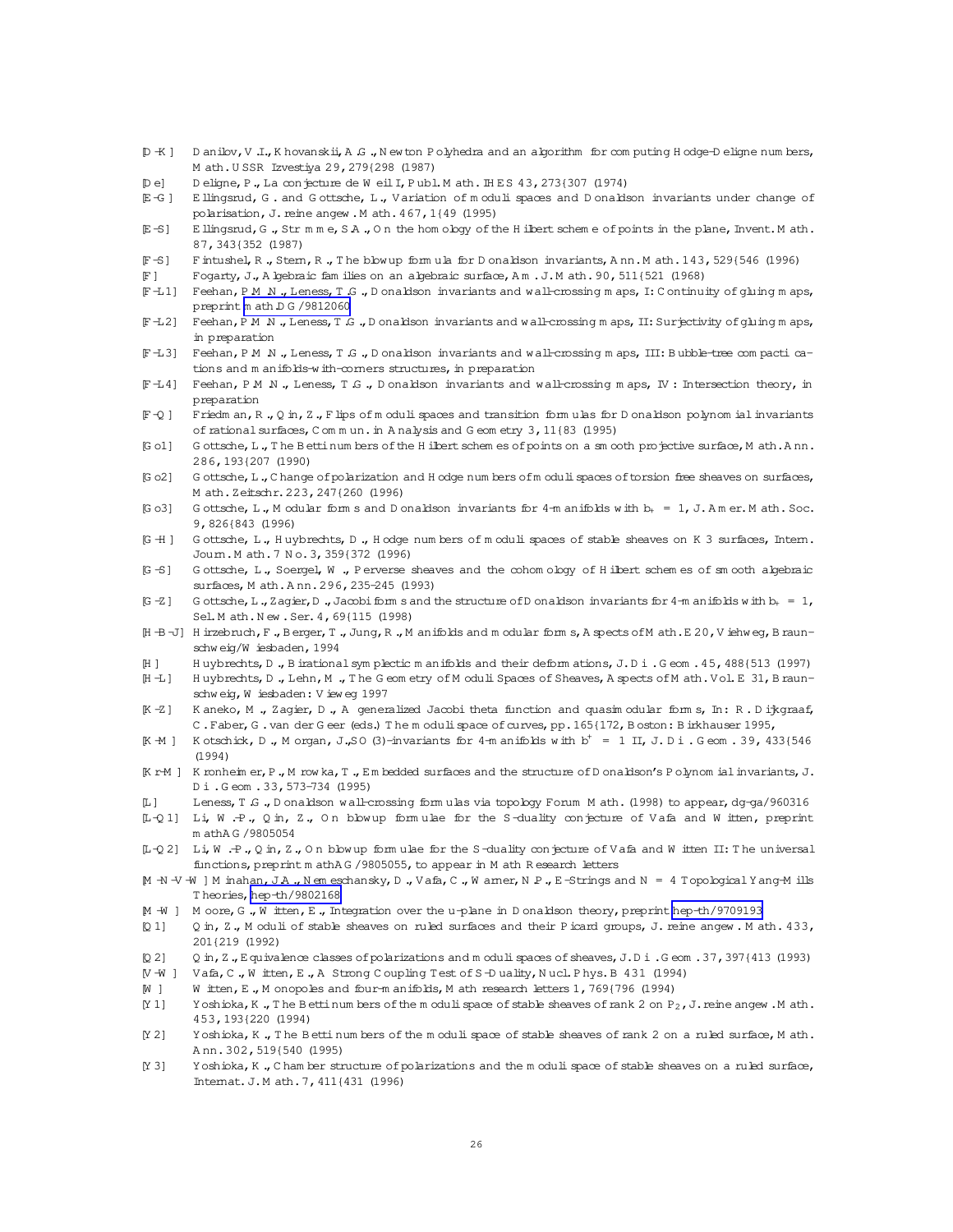[D-K] Danilov, V.I., Khovanskii, A.G., Newton Polyhedra and an algorithm for computing Hodge-Deligne numbers, Math. USSR Izvestiya 29, 279–298 (1987)

[De] Deligne, P., La conjecture de Weil I, Publ. Math. IHES 43, 273–307 (1974)

[E-G] Ellingsrud, G. and Göttsche, L., Variation of moduli spaces and Donaldson invariants under change of polarisation, J. reine angew. Math. 467, 1–49 (1995)

[E-S] Ellingsrud, G., Strømme, S.A., On the homology of the Hilbert scheme of points in the plane, Invent. Math. 87, 343–352 (1987)

[F-S] Fintushel, R., Stern, R., The blowup formula for Donaldson invariants, Ann. Math. 143, 529–546 (1996)

[F] Fogarty, J., Algebraic families on an algebraic surface, Am. J. Math. 90, 511–521 (1968)

[F-L1] Feehan, P.M.N., Leness, T.G., Donaldson invariants and wall-crossing maps, I: Continuity of gluing maps, preprint math.DG/9812060

[F-L2] Feehan, P.M.N., Leness, T.G., Donaldson invariants and wall-crossing maps, II: Surjectivity of gluing maps, in preparation

[F-L3] Feehan, P.M.N., Leness, T.G., Donaldson invariants and wall-crossing maps, III: Bubble-tree compactications and manifolds-with-corners structures, in preparation

[F-L4] Feehan, P.M.N., Leness, T.G., Donaldson invariants and wall-crossing maps, IV: Intersection theory, in preparation

[F-Q] Friedman, R., Qin, Z., Flips of moduli spaces and transition formulas for Donaldson polynomial invariants of rational surfaces, Commun. in Analysis and Geometry 3, 11–83 (1995)

[Go1] Göttsche, L., The Betti numbers of the Hilbert schemes of points on a smooth projective surface, Math. Ann. 286, 193–207 (1990)

[Go2] Göttsche, L., Change of polarization and Hodge numbers of moduli spaces of torsion free sheaves on surfaces, Math. Zeitschr. 223, 247–260 (1996)

[Go3] Göttsche, L., Modular forms and Donaldson invariants for 4-manifolds with $b_+ = 1$, J. Amer. Math. Soc. 9, 826–843 (1996)

[G-H] Göttsche, L., Huybrechts, D., Hodge numbers of moduli spaces of stable sheaves on K3 surfaces, Intern. Journ. Math. 7 No. 3, 359–372 (1996)

[G-S] Göttsche, L., Soergel, W., Perverse sheaves and the cohomology of Hilbert schemes of smooth algebraic surfaces, Math. Ann. 296, 235–245 (1993)

[G-Z] Göttsche, L., Zagier, D., Jacobi forms and the structure of Donaldson invariants for 4-manifolds with $b_+ = 1$, Sel. Math. New. Ser. 4, 69–115 (1998)

[H-B-J] Hirzebruch, F., Berger, T., Jung, R., Manifolds and modular forms, Aspects of Math. E20, Viehweg, Braunschweig/Wiesbaden, 1994

[H] Huybrechts, D., Birational symplectic manifolds and their deformations, J. Di. Geom. 45, 488–513 (1997)

[H-L] Huybrechts, D., Lehn, M., The Geometry of Moduli Spaces of Sheaves, Aspects of Math. Vol. E31, Braunschweig, Wiesbaden: Vieweg 1997

[K-Z] Kaneko, M., Zagier, D., A generalized Jacobi theta function and quasimodular forms, In: R. Dijkgraaf, C. Faber, G. van der Geer (eds.) The moduli space of curves, pp. 165–172, Boston: Birkhauser 1995,

[K-M] Kotschick, D., Morgan, J., SO(3)-invariants for 4-manifolds with $b^+ = 1$ II, J. Di. Geom. 39, 433–546 (1994)

[Kr-M] Kronheimer, P., Mrowka, T., Embedded surfaces and the structure of Donaldson's Polynomial invariants, J. Di. Geom. 33, 573–734 (1995)

[L] Leness, T.G., Donaldson wall-crossing formulas via topology Forum Math. (1998) to appear, dg-ga/960316

[L-Q1] Li, W.-P., Qin, Z., On blowup formulae for the S-duality conjecture of Vafa and Witten, preprint math AG/9805054

[L-Q2] Li, W.-P., Qin, Z., On blowup formulae for the S-duality conjecture of Vafa and Witten II: The universal functions, preprint math AG/9805055, to appear in Math Research letters

[M-N-V-W] Minahan, J.A., Nemeschansky, D., Vafa, C., Warner, N.P., E-Strings and N = 4 Topological Yang-Mills Theories, hep-th/9802168

[M-W] Moore, G., Witten, E., Integration over the u-plane in Donaldson theory, preprint hep-th/9709193

[Q1] Qin, Z., Moduli of stable sheaves on ruled surfaces and their Picard groups, J. reine angew. Math. 433, 201–219 (1992)

[Q2] Qin, Z., Equivalence classes of polarizations and moduli spaces of sheaves, J. Di. Geom. 37, 397–413 (1993)

[V-W] Vafa, C., Witten, E., A Strong Coupling Test of S-Duality, Nucl. Phys. B 431 (1994)

[W] Witten, E., Monopoles and four-manifolds, Math research letters 1, 769–796 (1994)

[Y1] Yoshioka, K., The Betti numbers of the moduli space of stable sheaves of rank 2 on $P_2$, J. reine angew. Math. 453, 193–220 (1994)

[Y2] Yoshioka, K., The Betti numbers of the moduli space of stable sheaves of rank 2 on a ruled surface, Math. Ann. 302, 519–540 (1995)

[Y3] Yoshioka, K., Chamber structure of polarizations and the moduli space of stable sheaves on a ruled surface, Internat. J. Math. 7, 411–431 (1996)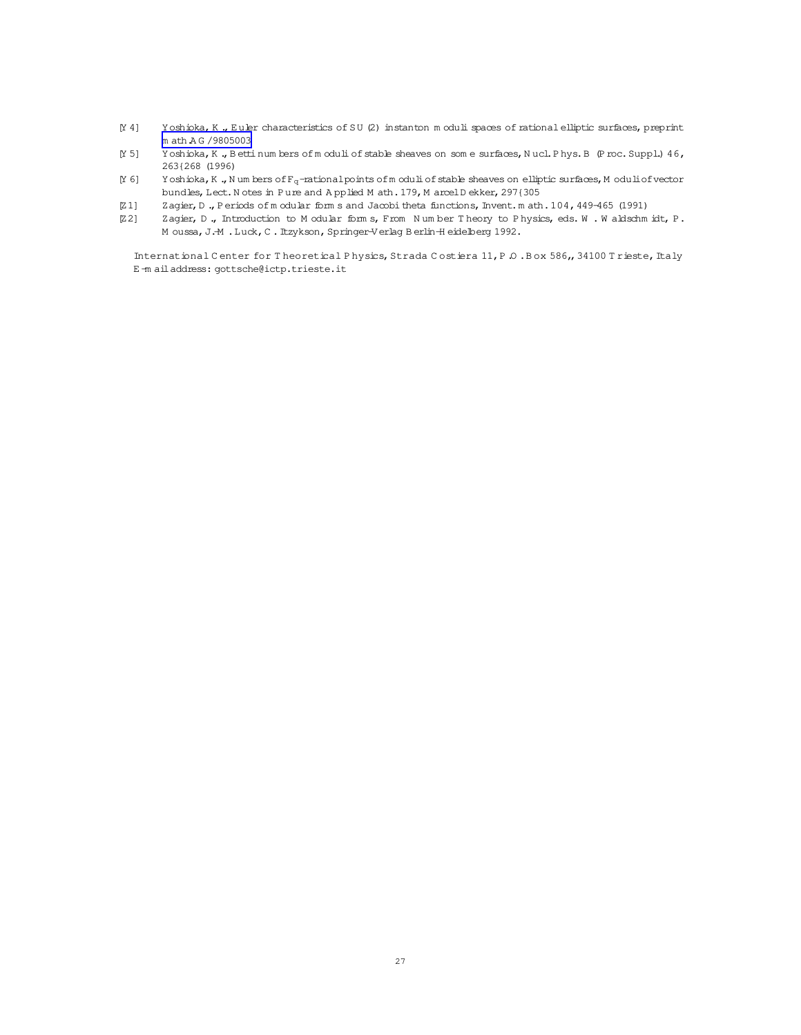[Y4] Yoshioka, K., Euler characteristics of SU(2) instanton moduli spaces of rational elliptic surfaces, preprint math.AG/9805003

[Y5] Yoshioka, K., Betti numbers of moduli of stable sheaves on some surfaces, Nucl. Phys. B (Proc. Suppl.) 46, 263–268 (1996)

[Y6] Yoshioka, K., Numbers of $F_q$-rational points of moduli of stable sheaves on elliptic surfaces, Moduli of vector bundles, Lect. Notes in Pure and Applied Math. 179, Marcel Dekker, 297–305

[Z1] Zagier, D., Periods of modular forms and Jacobi theta functions, Invent. math. 104, 449–465 (1991)

[Z2] Zagier, D., Introduction to Modular forms, From Number Theory to Physics, eds. W. Waldschmidt, P. Moussa, J.-M. Luck, C. Itzykson, Springer-Verlag Berlin-Heidelberg 1992.

International Center for Theoretical Physics, Strada Costiera 11, P.O. Box 586,, 34100 Trieste, Italy
E-mail address: gottsche@ictp.trieste.it